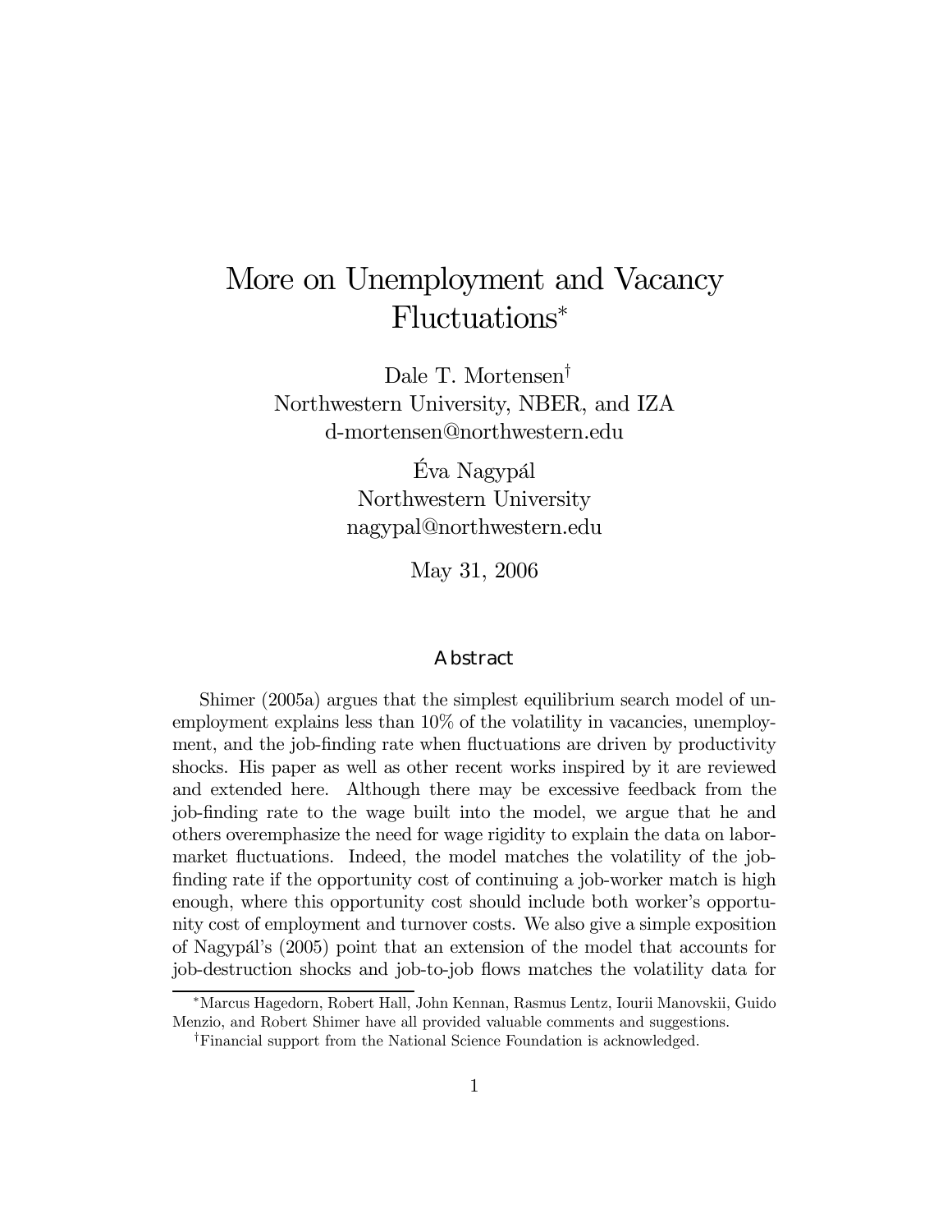# More on Unemployment and Vacancy Fluctuations*

Dale T. Mortensen†
Northwestern University, NBER, and IZA
d-mortensen@northwestern.edu

Éva Nagypál
Northwestern University
nagypal@northwestern.edu

May 31, 2006

## Abstract

Shimer (2005a) argues that the simplest equilibrium search model of unemployment explains less than 10% of the volatility in vacancies, unemployment, and the job-finding rate when fluctuations are driven by productivity shocks. His paper as well as other recent works inspired by it are reviewed and extended here. Although there may be excessive feedback from the job-finding rate to the wage built into the model, we argue that he and others overemphasize the need for wage rigidity to explain the data on labor-market fluctuations. Indeed, the model matches the volatility of the job-finding rate if the opportunity cost of continuing a job-worker match is high enough, where this opportunity cost should include both worker's opportunity cost of employment and turnover costs. We also give a simple exposition of Nagypál's (2005) point that an extension of the model that accounts for job-destruction shocks and job-to-job flows matches the volatility data for

*Marcus Hagedorn, Robert Hall, John Kennan, Rasmus Lentz, Iourii Manovskii, Guido Menzio, and Robert Shimer have all provided valuable comments and suggestions.

†Financial support from the National Science Foundation is acknowledged.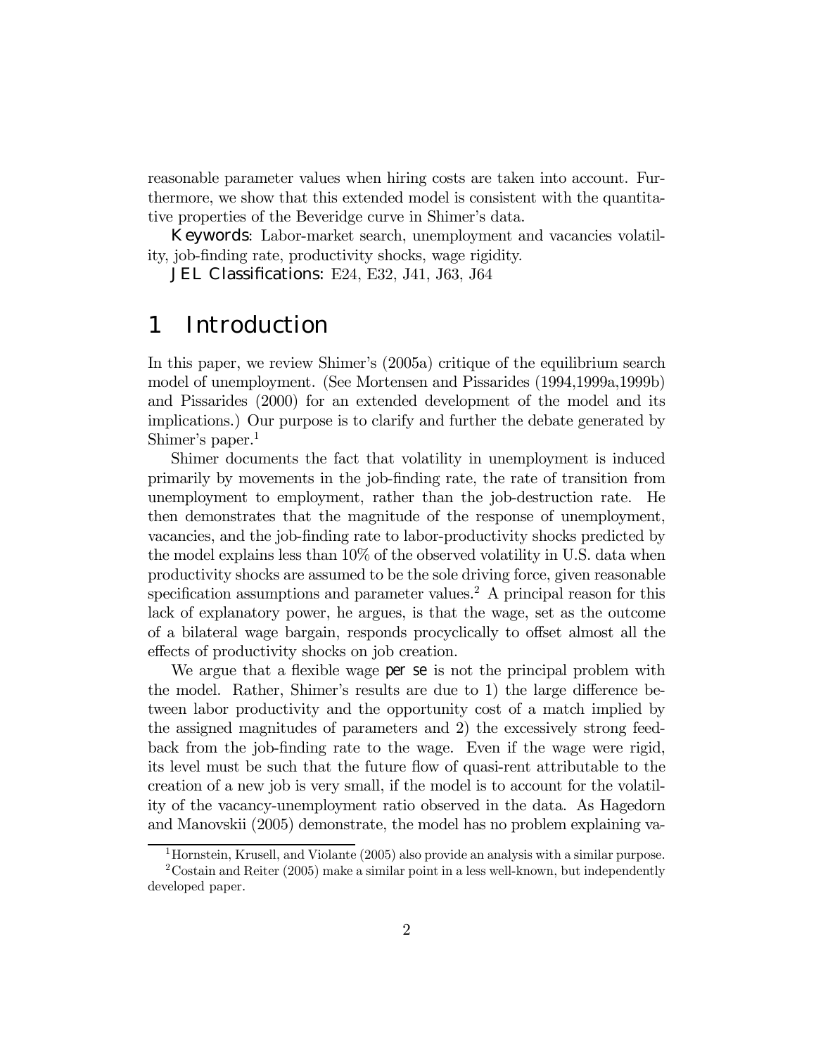reasonable parameter values when hiring costs are taken into account. Furthermore, we show that this extended model is consistent with the quantitative properties of the Beveridge curve in Shimer's data.

**Keywords**: Labor-market search, unemployment and vacancies volatility, job-finding rate, productivity shocks, wage rigidity.

**JEL Classifications:** E24, E32, J41, J63, J64

# 1 Introduction

In this paper, we review Shimer's (2005a) critique of the equilibrium search model of unemployment. (See Mortensen and Pissarides (1994,1999a,1999b) and Pissarides (2000) for an extended development of the model and its implications.) Our purpose is to clarify and further the debate generated by Shimer's paper.[1]

Shimer documents the fact that volatility in unemployment is induced primarily by movements in the job-finding rate, the rate of transition from unemployment to employment, rather than the job-destruction rate. He then demonstrates that the magnitude of the response of unemployment, vacancies, and the job-finding rate to labor-productivity shocks predicted by the model explains less than 10% of the observed volatility in U.S. data when productivity shocks are assumed to be the sole driving force, given reasonable specification assumptions and parameter values.[2] A principal reason for this lack of explanatory power, he argues, is that the wage, set as the outcome of a bilateral wage bargain, responds procyclically to offset almost all the effects of productivity shocks on job creation.

We argue that a flexible wage *per se* is not the principal problem with the model. Rather, Shimer's results are due to 1) the large difference between labor productivity and the opportunity cost of a match implied by the assigned magnitudes of parameters and 2) the excessively strong feedback from the job-finding rate to the wage. Even if the wage were rigid, its level must be such that the future flow of quasi-rent attributable to the creation of a new job is very small, if the model is to account for the volatility of the vacancy-unemployment ratio observed in the data. As Hagedorn and Manovskii (2005) demonstrate, the model has no problem explaining va-

[1] Hornstein, Krusell, and Violante (2005) also provide an analysis with a similar purpose.

[2] Costain and Reiter (2005) make a similar point in a less well-known, but independently developed paper.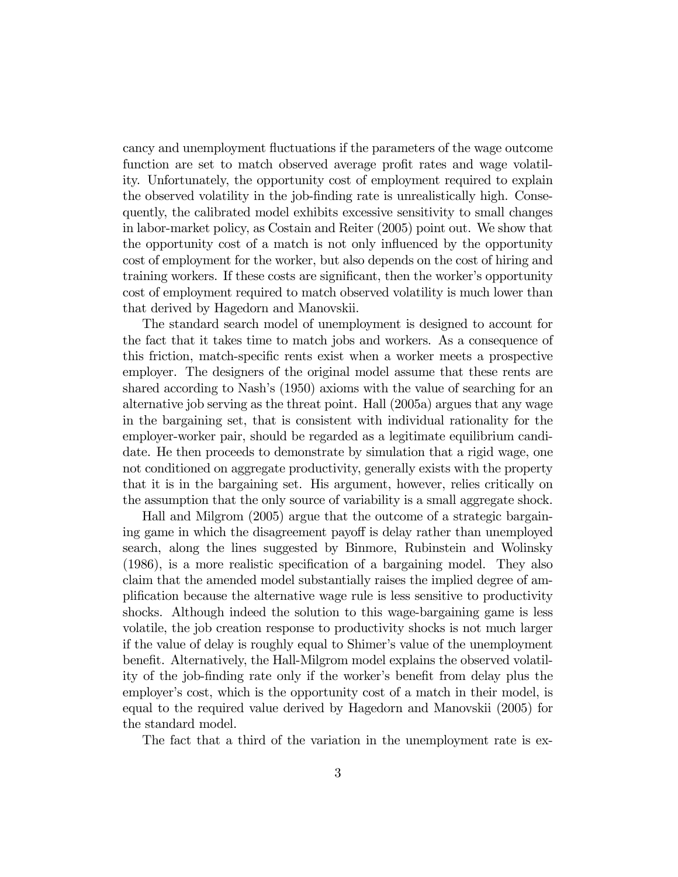cancy and unemployment fluctuations if the parameters of the wage outcome function are set to match observed average profit rates and wage volatility. Unfortunately, the opportunity cost of employment required to explain the observed volatility in the job-finding rate is unrealistically high. Consequently, the calibrated model exhibits excessive sensitivity to small changes in labor-market policy, as Costain and Reiter (2005) point out. We show that the opportunity cost of a match is not only influenced by the opportunity cost of employment for the worker, but also depends on the cost of hiring and training workers. If these costs are significant, then the worker's opportunity cost of employment required to match observed volatility is much lower than that derived by Hagedorn and Manovskii.

The standard search model of unemployment is designed to account for the fact that it takes time to match jobs and workers. As a consequence of this friction, match-specific rents exist when a worker meets a prospective employer. The designers of the original model assume that these rents are shared according to Nash's (1950) axioms with the value of searching for an alternative job serving as the threat point. Hall (2005a) argues that any wage in the bargaining set, that is consistent with individual rationality for the employer-worker pair, should be regarded as a legitimate equilibrium candidate. He then proceeds to demonstrate by simulation that a rigid wage, one not conditioned on aggregate productivity, generally exists with the property that it is in the bargaining set. His argument, however, relies critically on the assumption that the only source of variability is a small aggregate shock.

Hall and Milgrom (2005) argue that the outcome of a strategic bargaining game in which the disagreement payoff is delay rather than unemployed search, along the lines suggested by Binmore, Rubinstein and Wolinsky (1986), is a more realistic specification of a bargaining model. They also claim that the amended model substantially raises the implied degree of amplification because the alternative wage rule is less sensitive to productivity shocks. Although indeed the solution to this wage-bargaining game is less volatile, the job creation response to productivity shocks is not much larger if the value of delay is roughly equal to Shimer's value of the unemployment benefit. Alternatively, the Hall-Milgrom model explains the observed volatility of the job-finding rate only if the worker's benefit from delay plus the employer's cost, which is the opportunity cost of a match in their model, is equal to the required value derived by Hagedorn and Manovskii (2005) for the standard model.

The fact that a third of the variation in the unemployment rate is ex-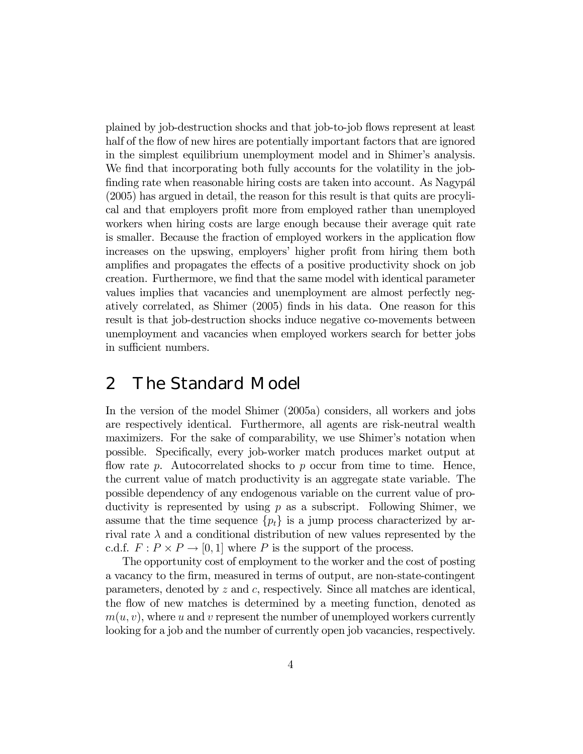plained by job-destruction shocks and that job-to-job flows represent at least half of the flow of new hires are potentially important factors that are ignored in the simplest equilibrium unemployment model and in Shimer's analysis. We find that incorporating both fully accounts for the volatility in the job-finding rate when reasonable hiring costs are taken into account. As Nagypál (2005) has argued in detail, the reason for this result is that quits are procylical and that employers profit more from employed rather than unemployed workers when hiring costs are large enough because their average quit rate is smaller. Because the fraction of employed workers in the application flow increases on the upswing, employers' higher profit from hiring them both amplifies and propagates the effects of a positive productivity shock on job creation. Furthermore, we find that the same model with identical parameter values implies that vacancies and unemployment are almost perfectly negatively correlated, as Shimer (2005) finds in his data. One reason for this result is that job-destruction shocks induce negative co-movements between unemployment and vacancies when employed workers search for better jobs in sufficient numbers.

# 2 The Standard Model

In the version of the model Shimer (2005a) considers, all workers and jobs are respectively identical. Furthermore, all agents are risk-neutral wealth maximizers. For the sake of comparability, we use Shimer's notation when possible. Specifically, every job-worker match produces market output at flow rate $p$. Autocorrelated shocks to $p$ occur from time to time. Hence, the current value of match productivity is an aggregate state variable. The possible dependency of any endogenous variable on the current value of productivity is represented by using $p$ as a subscript. Following Shimer, we assume that the time sequence $\{p_t\}$ is a jump process characterized by arrival rate $\lambda$ and a conditional distribution of new values represented by the c.d.f. $F : P \times P \to [0, 1]$ where $P$ is the support of the process.

The opportunity cost of employment to the worker and the cost of posting a vacancy to the firm, measured in terms of output, are non-state-contingent parameters, denoted by $z$ and $c$, respectively. Since all matches are identical, the flow of new matches is determined by a meeting function, denoted as $m(u, v)$, where $u$ and $v$ represent the number of unemployed workers currently looking for a job and the number of currently open job vacancies, respectively.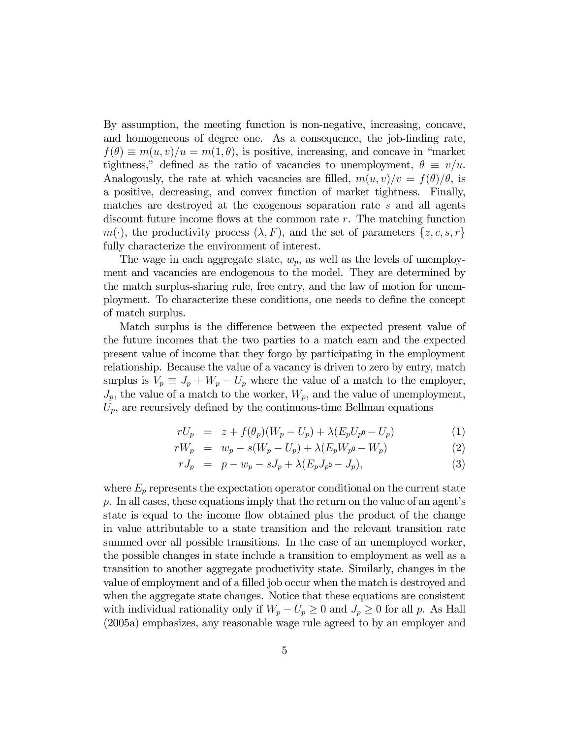By assumption, the meeting function is non-negative, increasing, concave, and homogeneous of degree one. As a consequence, the job-finding rate, $f(\theta) \equiv m(u,v)/u = m(1,\theta)$, is positive, increasing, and concave in "market tightness," defined as the ratio of vacancies to unemployment, $\theta \equiv v/u$. Analogously, the rate at which vacancies are filled, $m(u,v)/v = f(\theta)/\theta$, is a positive, decreasing, and convex function of market tightness. Finally, matches are destroyed at the exogenous separation rate $s$ and all agents discount future income flows at the common rate $r$. The matching function $m(\cdot)$, the productivity process $(\lambda, F)$, and the set of parameters $\{z, c, s, r\}$ fully characterize the environment of interest.

The wage in each aggregate state, $w_p$, as well as the levels of unemployment and vacancies are endogenous to the model. They are determined by the match surplus-sharing rule, free entry, and the law of motion for unemployment. To characterize these conditions, one needs to define the concept of match surplus.

Match surplus is the difference between the expected present value of the future incomes that the two parties to a match earn and the expected present value of income that they forgo by participating in the employment relationship. Because the value of a vacancy is driven to zero by entry, match surplus is $V_p \equiv J_p + W_p - U_p$ where the value of a match to the employer, $J_p$, the value of a match to the worker, $W_p$, and the value of unemployment, $U_p$, are recursively defined by the continuous-time Bellman equations

$$
\begin{aligned}
rU_p &= z + f(\theta_p)(W_p - U_p) + \lambda(E_p U_{p'} - U_p) && (1)\\
rW_p &= w_p - s(W_p - U_p) + \lambda(E_p W_{p'} - W_p) && (2)\\
rJ_p &= p - w_p - sJ_p + \lambda(E_p J_{p'} - J_p), && (3)
\end{aligned}
$$

where $E_p$ represents the expectation operator conditional on the current state $p$. In all cases, these equations imply that the return on the value of an agent's state is equal to the income flow obtained plus the product of the change in value attributable to a state transition and the relevant transition rate summed over all possible transitions. In the case of an unemployed worker, the possible changes in state include a transition to employment as well as a transition to another aggregate productivity state. Similarly, changes in the value of employment and of a filled job occur when the match is destroyed and when the aggregate state changes. Notice that these equations are consistent with individual rationality only if $W_p - U_p \geq 0$ and $J_p \geq 0$ for all $p$. As Hall (2005a) emphasizes, any reasonable wage rule agreed to by an employer and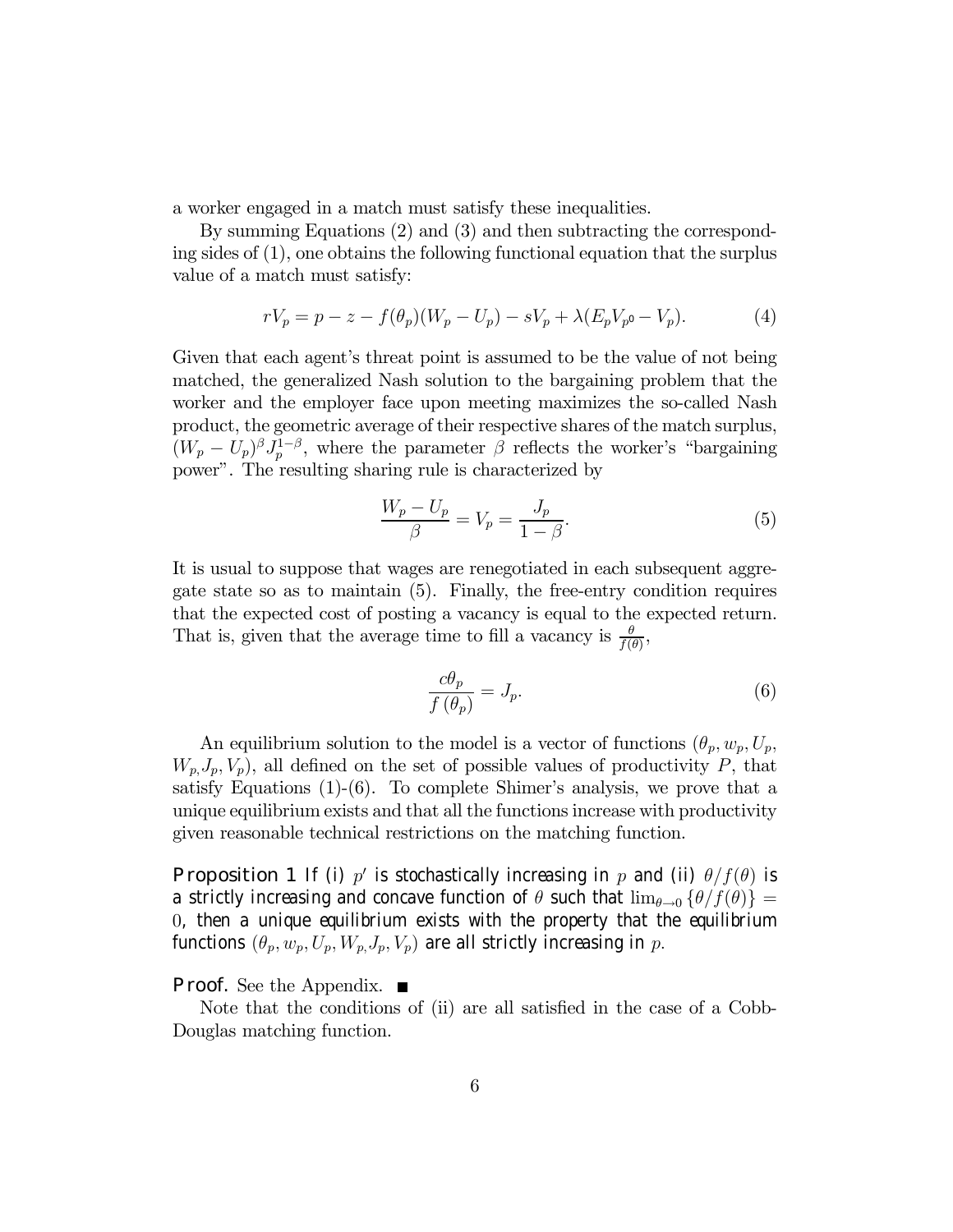a worker engaged in a match must satisfy these inequalities.

By summing Equations (2) and (3) and then subtracting the corresponding sides of (1), one obtains the following functional equation that the surplus value of a match must satisfy:

$$rV_p = p - z - f(\theta_p)(W_p - U_p) - sV_p + \lambda(E_p V_{p'} - V_p). \tag{4}$$

Given that each agent's threat point is assumed to be the value of not being matched, the generalized Nash solution to the bargaining problem that the worker and the employer face upon meeting maximizes the so-called Nash product, the geometric average of their respective shares of the match surplus, $(W_p - U_p)^{\beta} J_p^{1-\beta}$, where the parameter $\beta$ reflects the worker's "bargaining power". The resulting sharing rule is characterized by

$$\frac{W_p - U_p}{\beta} = V_p = \frac{J_p}{1-\beta}. \tag{5}$$

It is usual to suppose that wages are renegotiated in each subsequent aggregate state so as to maintain (5). Finally, the free-entry condition requires that the expected cost of posting a vacancy is equal to the expected return. That is, given that the average time to fill a vacancy is $\frac{\theta}{f(\theta)}$,

$$\frac{c\theta_p}{f(\theta_p)} = J_p. \tag{6}$$

An equilibrium solution to the model is a vector of functions $(\theta_p, w_p, U_p, W_p, J_p, V_p)$, all defined on the set of possible values of productivity $P$, that satisfy Equations (1)-(6). To complete Shimer's analysis, we prove that a unique equilibrium exists and that all the functions increase with productivity given reasonable technical restrictions on the matching function.

**Proposition 1** *If (i) $p'$ is stochastically increasing in $p$ and (ii) $\theta/f(\theta)$ is a strictly increasing and concave function of $\theta$ such that $\lim_{\theta \to 0} \{\theta/f(\theta)\} = 0$, then a unique equilibrium exists with the property that the equilibrium functions $(\theta_p, w_p, U_p, W_p, J_p, V_p)$ are all strictly increasing in $p$.*

**Proof.** See the Appendix. ■

Note that the conditions of (ii) are all satisfied in the case of a Cobb-Douglas matching function.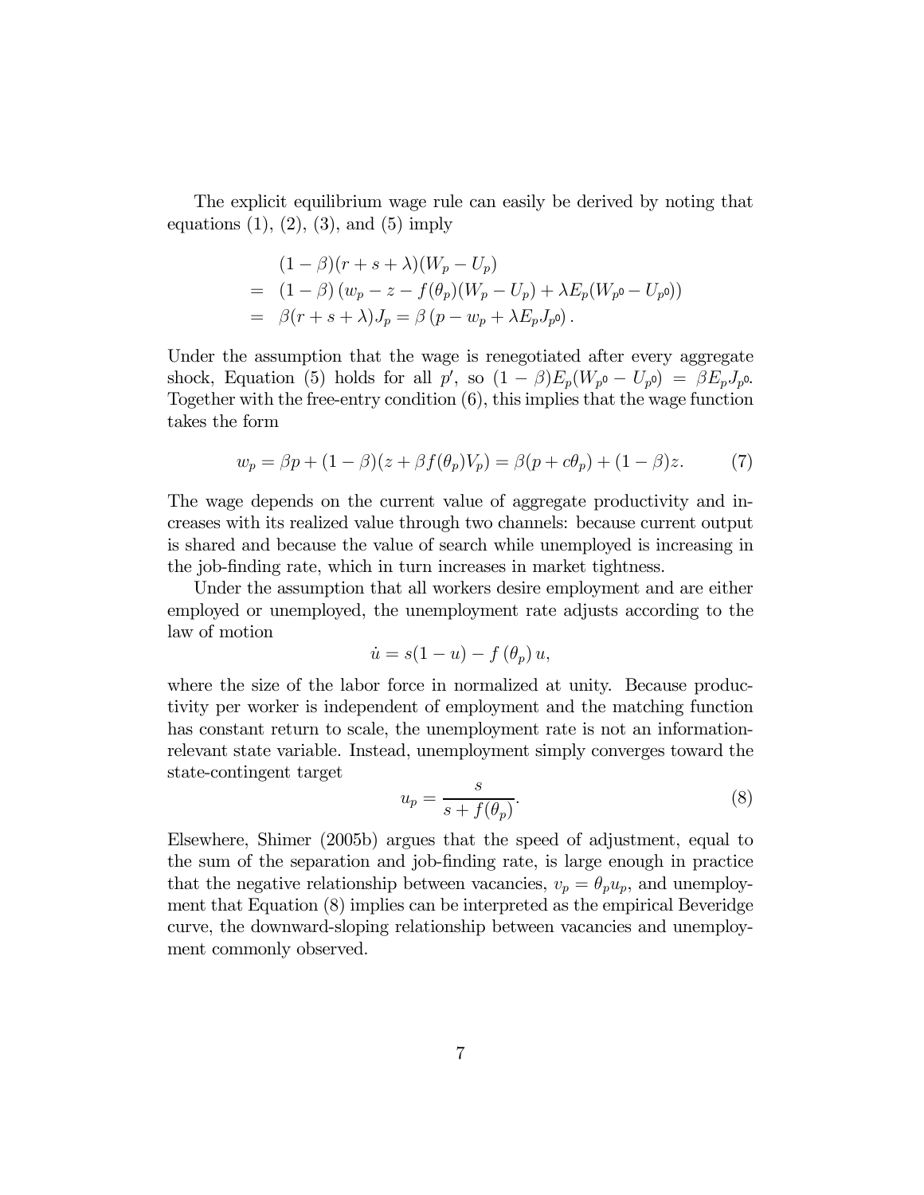The explicit equilibrium wage rule can easily be derived by noting that equations (1), (2), (3), and (5) imply

$$
\begin{aligned}
& (1-\beta)(r+s+\lambda)(W_p - U_p) \\
= \; & (1-\beta)\left(w_p - z - f(\theta_p)(W_p - U_p) + \lambda E_p(W_{p'} - U_{p'})\right) \\
= \; & \beta(r+s+\lambda)J_p = \beta\left(p - w_p + \lambda E_p J_{p'}\right).
\end{aligned}
$$

Under the assumption that the wage is renegotiated after every aggregate shock, Equation (5) holds for all $p'$, so $(1-\beta)E_p(W_{p'} - U_{p'}) = \beta E_p J_{p'}$. Together with the free-entry condition (6), this implies that the wage function takes the form

$$
w_p = \beta p + (1-\beta)(z + \beta f(\theta_p)V_p) = \beta(p + c\theta_p) + (1-\beta)z. \tag{7}
$$

The wage depends on the current value of aggregate productivity and increases with its realized value through two channels: because current output is shared and because the value of search while unemployed is increasing in the job-finding rate, which in turn increases in market tightness.

Under the assumption that all workers desire employment and are either employed or unemployed, the unemployment rate adjusts according to the law of motion

$$
\dot{u} = s(1-u) - f\left(\theta_p\right)u,
$$

where the size of the labor force in normalized at unity. Because productivity per worker is independent of employment and the matching function has constant return to scale, the unemployment rate is not an information-relevant state variable. Instead, unemployment simply converges toward the state-contingent target

$$
u_p = \frac{s}{s + f(\theta_p)}. \tag{8}
$$

Elsewhere, Shimer (2005b) argues that the speed of adjustment, equal to the sum of the separation and job-finding rate, is large enough in practice that the negative relationship between vacancies, $v_p = \theta_p u_p$, and unemployment that Equation (8) implies can be interpreted as the empirical Beveridge curve, the downward-sloping relationship between vacancies and unemployment commonly observed.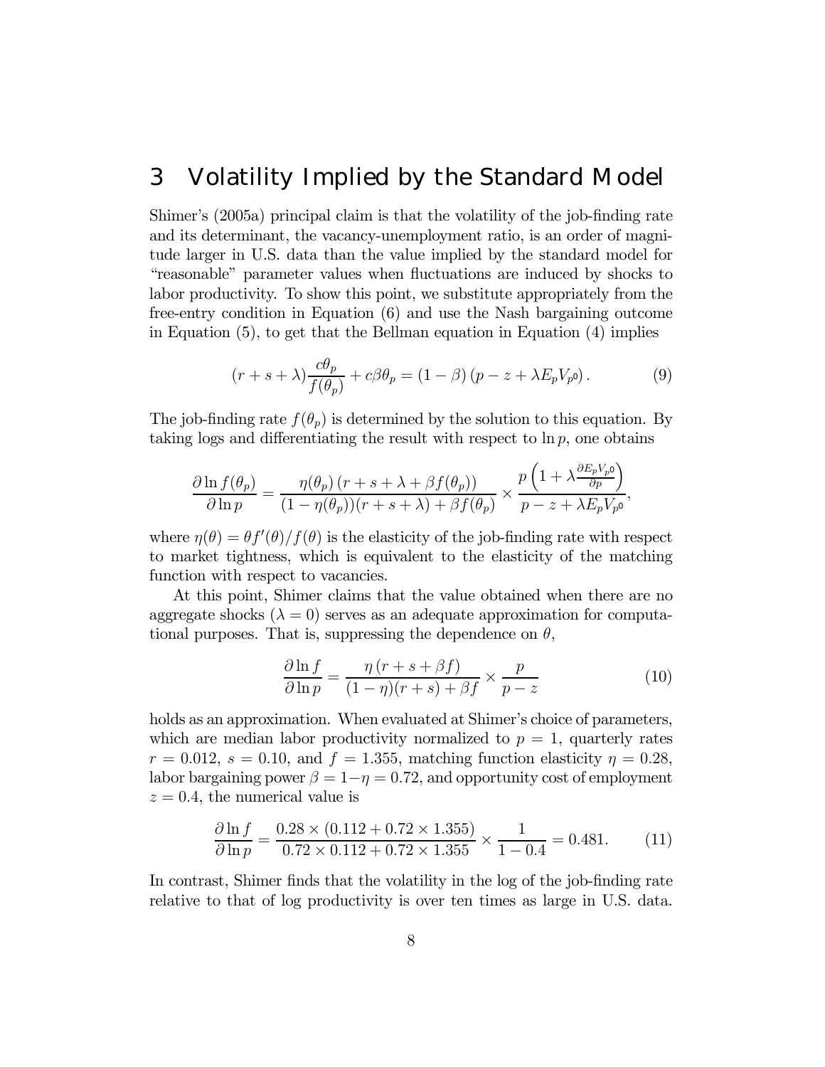# 3 Volatility Implied by the Standard Model

Shimer's (2005a) principal claim is that the volatility of the job-finding rate and its determinant, the vacancy-unemployment ratio, is an order of magnitude larger in U.S. data than the value implied by the standard model for "reasonable" parameter values when fluctuations are induced by shocks to labor productivity. To show this point, we substitute appropriately from the free-entry condition in Equation (6) and use the Nash bargaining outcome in Equation (5), to get that the Bellman equation in Equation (4) implies

$$(r + s + \lambda)\frac{c\theta_p}{f(\theta_p)} + c\beta\theta_p = (1 - \beta)\left(p - z + \lambda E_p V_{p'}\right). \tag{9}$$

The job-finding rate $f(\theta_p)$ is determined by the solution to this equation. By taking logs and differentiating the result with respect to $\ln p$, one obtains

$$\frac{\partial \ln f(\theta_p)}{\partial \ln p} = \frac{\eta(\theta_p)\left(r + s + \lambda + \beta f(\theta_p)\right)}{(1 - \eta(\theta_p))(r + s + \lambda) + \beta f(\theta_p)} \times \frac{p\left(1 + \lambda \frac{\partial E_p V_{p'}}{\partial p}\right)}{p - z + \lambda E_p V_{p'}},$$

where $\eta(\theta) = \theta f'(\theta)/f(\theta)$ is the elasticity of the job-finding rate with respect to market tightness, which is equivalent to the elasticity of the matching function with respect to vacancies.

At this point, Shimer claims that the value obtained when there are no aggregate shocks ($\lambda = 0$) serves as an adequate approximation for computational purposes. That is, suppressing the dependence on $\theta$,

$$\frac{\partial \ln f}{\partial \ln p} = \frac{\eta\left(r + s + \beta f\right)}{(1 - \eta)(r + s) + \beta f} \times \frac{p}{p - z} \tag{10}$$

holds as an approximation. When evaluated at Shimer's choice of parameters, which are median labor productivity normalized to $p = 1$, quarterly rates $r = 0.012$, $s = 0.10$, and $f = 1.355$, matching function elasticity $\eta = 0.28$, labor bargaining power $\beta = 1 - \eta = 0.72$, and opportunity cost of employment $z = 0.4$, the numerical value is

$$\frac{\partial \ln f}{\partial \ln p} = \frac{0.28 \times (0.112 + 0.72 \times 1.355)}{0.72 \times 0.112 + 0.72 \times 1.355} \times \frac{1}{1 - 0.4} = 0.481. \tag{11}$$

In contrast, Shimer finds that the volatility in the log of the job-finding rate relative to that of log productivity is over ten times as large in U.S. data.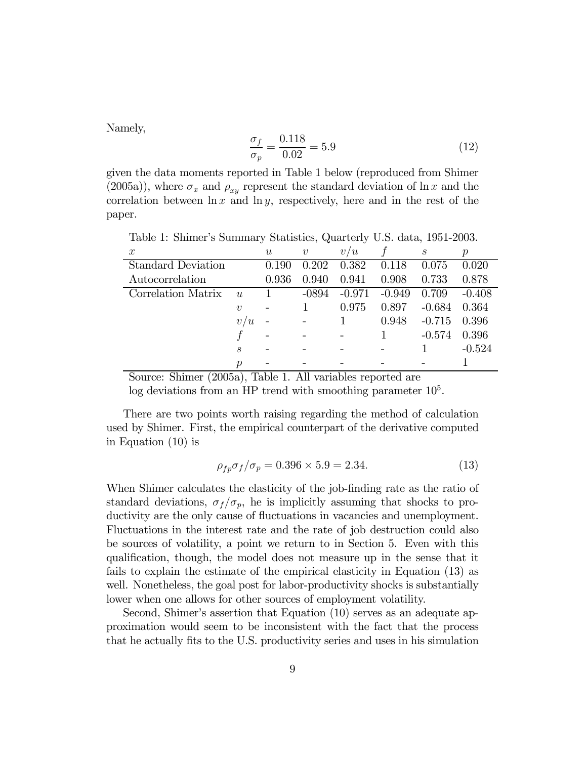Namely,

$$\frac{\sigma_f}{\sigma_p} = \frac{0.118}{0.02} = 5.9 \tag{12}$$

given the data moments reported in Table 1 below (reproduced from Shimer (2005a)), where $\sigma_x$ and $\rho_{xy}$ represent the standard deviation of $\ln x$ and the correlation between $\ln x$ and $\ln y$, respectively, here and in the rest of the paper.

Table 1: Shimer's Summary Statistics, Quarterly U.S. data, 1951-2003.

| $x$ | | $u$ | $v$ | $v/u$ | $f$ | $s$ | $p$ |
|---|---|---|---|---|---|---|---|
| Standard Deviation | | 0.190 | 0.202 | 0.382 | 0.118 | 0.075 | 0.020 |
| Autocorrelation | | 0.936 | 0.940 | 0.941 | 0.908 | 0.733 | 0.878 |
| Correlation Matrix | $u$ | 1 | -0894 | -0.971 | -0.949 | 0.709 | -0.408 |
| | $v$ | - | 1 | 0.975 | 0.897 | -0.684 | 0.364 |
| | $v/u$ | - | - | 1 | 0.948 | -0.715 | 0.396 |
| | $f$ | - | - | - | 1 | -0.574 | 0.396 |
| | $s$ | - | - | - | - | 1 | -0.524 |
| | $p$ | - | - | - | - | - | 1 |

Source: Shimer (2005a), Table 1. All variables reported are log deviations from an HP trend with smoothing parameter $10^5$.

There are two points worth raising regarding the method of calculation used by Shimer. First, the empirical counterpart of the derivative computed in Equation (10) is

$$\rho_{fp}\sigma_f/\sigma_p = 0.396 \times 5.9 = 2.34. \tag{13}$$

When Shimer calculates the elasticity of the job-finding rate as the ratio of standard deviations, $\sigma_f/\sigma_p$, he is implicitly assuming that shocks to productivity are the only cause of fluctuations in vacancies and unemployment. Fluctuations in the interest rate and the rate of job destruction could also be sources of volatility, a point we return to in Section 5. Even with this qualification, though, the model does not measure up in the sense that it fails to explain the estimate of the empirical elasticity in Equation (13) as well. Nonetheless, the goal post for labor-productivity shocks is substantially lower when one allows for other sources of employment volatility.

Second, Shimer's assertion that Equation (10) serves as an adequate approximation would seem to be inconsistent with the fact that the process that he actually fits to the U.S. productivity series and uses in his simulation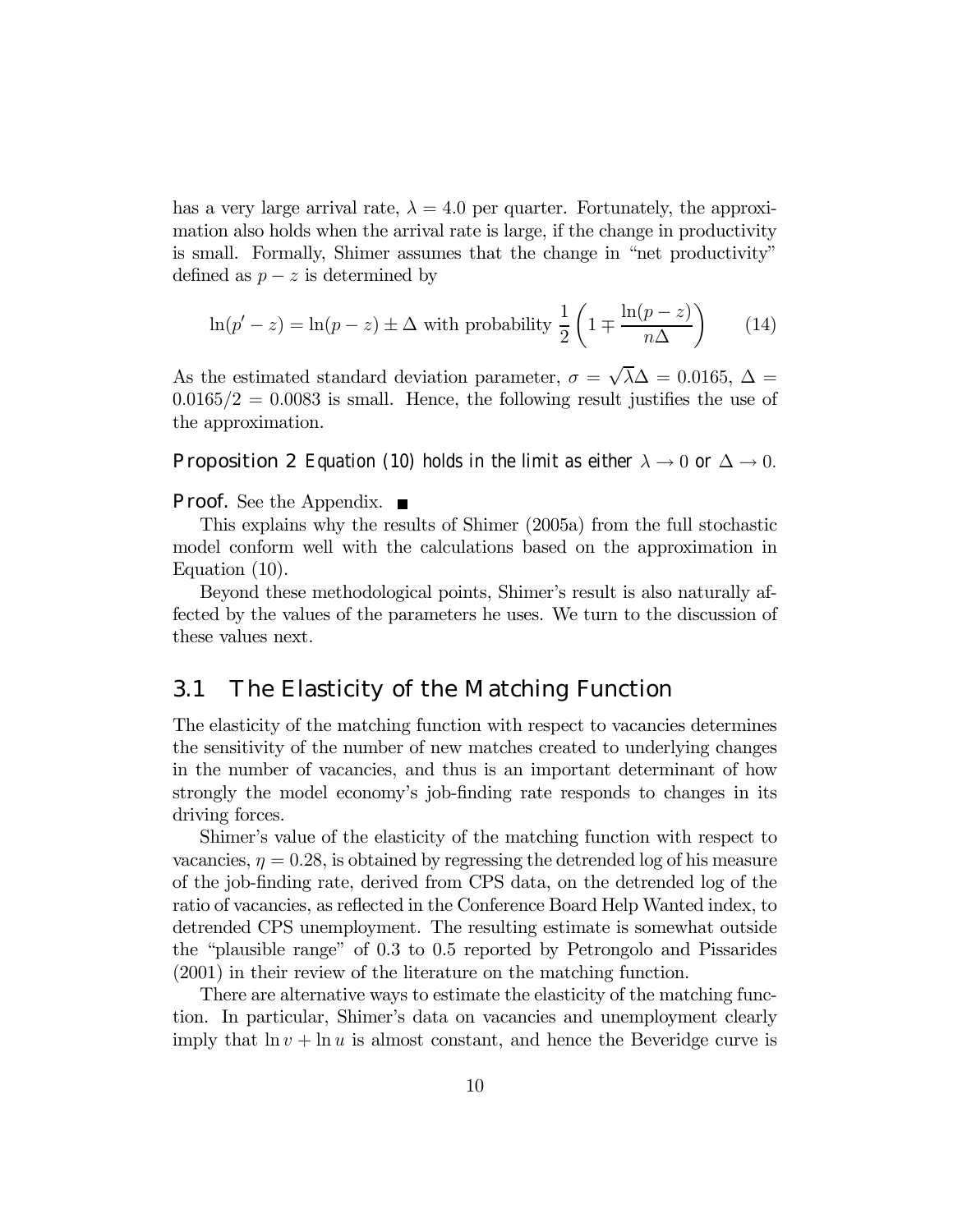has a very large arrival rate, $\lambda = 4.0$ per quarter. Fortunately, the approximation also holds when the arrival rate is large, if the change in productivity is small. Formally, Shimer assumes that the change in "net productivity" defined as $p - z$ is determined by

$$\ln(p' - z) = \ln(p - z) \pm \Delta \text{ with probability } \frac{1}{2}\left(1 \mp \frac{\ln(p-z)}{n\Delta}\right) \qquad (14)$$

As the estimated standard deviation parameter, $\sigma = \sqrt{\lambda}\Delta = 0.0165$, $\Delta = 0.0165/2 = 0.0083$ is small. Hence, the following result justifies the use of the approximation.

**Proposition 2** *Equation (10) holds in the limit as either* $\lambda \to 0$ *or* $\Delta \to 0$*.*

**Proof.** See the Appendix. ■

This explains why the results of Shimer (2005a) from the full stochastic model conform well with the calculations based on the approximation in Equation (10).

Beyond these methodological points, Shimer's result is also naturally affected by the values of the parameters he uses. We turn to the discussion of these values next.

## 3.1 The Elasticity of the Matching Function

The elasticity of the matching function with respect to vacancies determines the sensitivity of the number of new matches created to underlying changes in the number of vacancies, and thus is an important determinant of how strongly the model economy's job-finding rate responds to changes in its driving forces.

Shimer's value of the elasticity of the matching function with respect to vacancies, $\eta = 0.28$, is obtained by regressing the detrended log of his measure of the job-finding rate, derived from CPS data, on the detrended log of the ratio of vacancies, as reflected in the Conference Board Help Wanted index, to detrended CPS unemployment. The resulting estimate is somewhat outside the "plausible range" of 0.3 to 0.5 reported by Petrongolo and Pissarides (2001) in their review of the literature on the matching function.

There are alternative ways to estimate the elasticity of the matching function. In particular, Shimer's data on vacancies and unemployment clearly imply that $\ln v + \ln u$ is almost constant, and hence the Beveridge curve is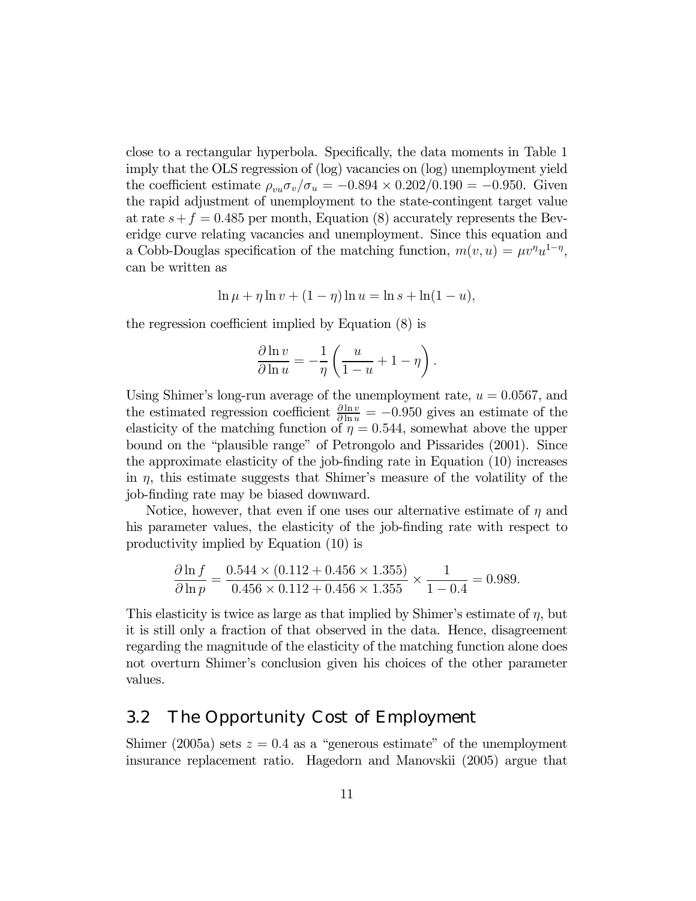close to a rectangular hyperbola. Specifically, the data moments in Table 1 imply that the OLS regression of (log) vacancies on (log) unemployment yield the coefficient estimate $\rho_{vu}\sigma_v/\sigma_u = -0.894 \times 0.202/0.190 = -0.950$. Given the rapid adjustment of unemployment to the state-contingent target value at rate $s + f = 0.485$ per month, Equation (8) accurately represents the Beveridge curve relating vacancies and unemployment. Since this equation and a Cobb-Douglas specification of the matching function, $m(v, u) = \mu v^{\eta} u^{1-\eta}$, can be written as

$$\ln \mu + \eta \ln v + (1 - \eta) \ln u = \ln s + \ln(1 - u),$$

the regression coefficient implied by Equation (8) is

$$\frac{\partial \ln v}{\partial \ln u} = -\frac{1}{\eta} \left( \frac{u}{1 - u} + 1 - \eta \right).$$

Using Shimer's long-run average of the unemployment rate, $u = 0.0567$, and the estimated regression coefficient $\frac{\partial \ln v}{\partial \ln u} = -0.950$ gives an estimate of the elasticity of the matching function of $\eta = 0.544$, somewhat above the upper bound on the "plausible range" of Petrongolo and Pissarides (2001). Since the approximate elasticity of the job-finding rate in Equation (10) increases in $\eta$, this estimate suggests that Shimer's measure of the volatility of the job-finding rate may be biased downward.

Notice, however, that even if one uses our alternative estimate of $\eta$ and his parameter values, the elasticity of the job-finding rate with respect to productivity implied by Equation (10) is

$$\frac{\partial \ln f}{\partial \ln p} = \frac{0.544 \times (0.112 + 0.456 \times 1.355)}{0.456 \times 0.112 + 0.456 \times 1.355} \times \frac{1}{1 - 0.4} = 0.989.$$

This elasticity is twice as large as that implied by Shimer's estimate of $\eta$, but it is still only a fraction of that observed in the data. Hence, disagreement regarding the magnitude of the elasticity of the matching function alone does not overturn Shimer's conclusion given his choices of the other parameter values.

## 3.2 The Opportunity Cost of Employment

Shimer (2005a) sets $z = 0.4$ as a "generous estimate" of the unemployment insurance replacement ratio. Hagedorn and Manovskii (2005) argue that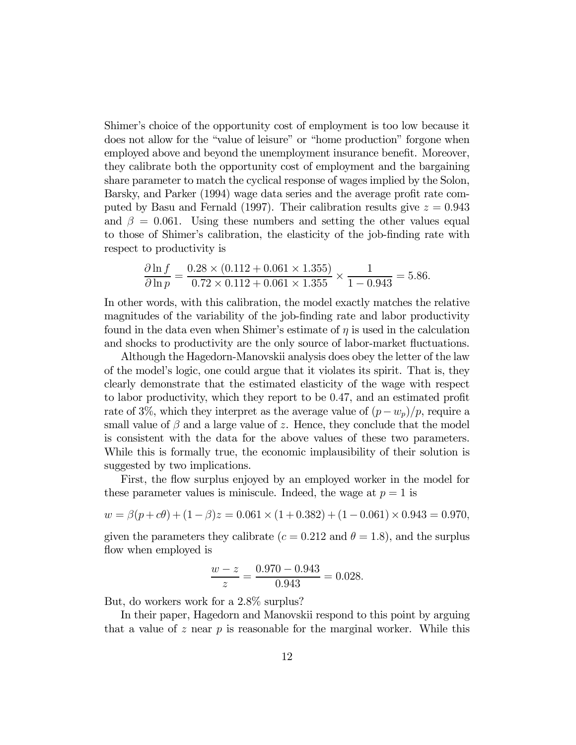Shimer's choice of the opportunity cost of employment is too low because it does not allow for the "value of leisure" or "home production" forgone when employed above and beyond the unemployment insurance benefit. Moreover, they calibrate both the opportunity cost of employment and the bargaining share parameter to match the cyclical response of wages implied by the Solon, Barsky, and Parker (1994) wage data series and the average profit rate computed by Basu and Fernald (1997). Their calibration results give $z = 0.943$ and $\beta = 0.061$. Using these numbers and setting the other values equal to those of Shimer's calibration, the elasticity of the job-finding rate with respect to productivity is

$$\frac{\partial \ln f}{\partial \ln p} = \frac{0.28 \times (0.112 + 0.061 \times 1.355)}{0.72 \times 0.112 + 0.061 \times 1.355} \times \frac{1}{1 - 0.943} = 5.86.$$

In other words, with this calibration, the model exactly matches the relative magnitudes of the variability of the job-finding rate and labor productivity found in the data even when Shimer's estimate of $\eta$ is used in the calculation and shocks to productivity are the only source of labor-market fluctuations.

Although the Hagedorn-Manovskii analysis does obey the letter of the law of the model's logic, one could argue that it violates its spirit. That is, they clearly demonstrate that the estimated elasticity of the wage with respect to labor productivity, which they report to be 0.47, and an estimated profit rate of 3%, which they interpret as the average value of $(p - w_p)/p$, require a small value of $\beta$ and a large value of $z$. Hence, they conclude that the model is consistent with the data for the above values of these two parameters. While this is formally true, the economic implausibility of their solution is suggested by two implications.

First, the flow surplus enjoyed by an employed worker in the model for these parameter values is miniscule. Indeed, the wage at $p = 1$ is

$$w = \beta(p + c\theta) + (1 - \beta)z = 0.061 \times (1 + 0.382) + (1 - 0.061) \times 0.943 = 0.970,$$

given the parameters they calibrate ($c = 0.212$ and $\theta = 1.8$), and the surplus flow when employed is

$$\frac{w - z}{z} = \frac{0.970 - 0.943}{0.943} = 0.028.$$

But, do workers work for a 2.8% surplus?

In their paper, Hagedorn and Manovskii respond to this point by arguing that a value of $z$ near $p$ is reasonable for the marginal worker. While this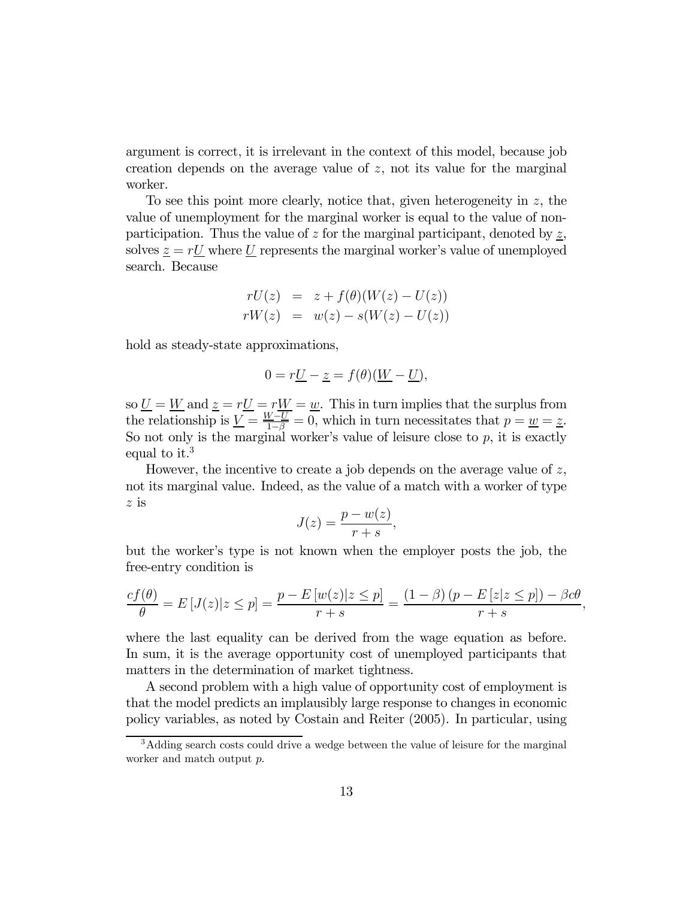argument is correct, it is irrelevant in the context of this model, because job creation depends on the average value of $z$, not its value for the marginal worker.

To see this point more clearly, notice that, given heterogeneity in $z$, the value of unemployment for the marginal worker is equal to the value of non-participation. Thus the value of $z$ for the marginal participant, denoted by $\underline{z}$, solves $\underline{z} = r\underline{U}$ where $\underline{U}$ represents the marginal worker's value of unemployed search. Because

$$
\begin{aligned}
rU(z) &= z + f(\theta)(W(z) - U(z)) \\
rW(z) &= w(z) - s(W(z) - U(z))
\end{aligned}
$$

hold as steady-state approximations,

$$
0 = r\underline{U} - \underline{z} = f(\theta)(\underline{W} - \underline{U}),
$$

so $\underline{U} = \underline{W}$ and $\underline{z} = r\underline{U} = r\underline{W} = \underline{w}$. This in turn implies that the surplus from the relationship is $\underline{V} = \frac{\underline{W} - \underline{U}}{1-\beta} = 0$, which in turn necessitates that $p = \underline{w} = \underline{z}$. So not only is the marginal worker's value of leisure close to $p$, it is exactly equal to it.[3]

However, the incentive to create a job depends on the average value of $z$, not its marginal value. Indeed, as the value of a match with a worker of type $z$ is

$$
J(z) = \frac{p - w(z)}{r + s},
$$

but the worker's type is not known when the employer posts the job, the free-entry condition is

$$
\frac{cf(\theta)}{\theta} = E\left[J(z)|z \leq p\right] = \frac{p - E\left[w(z)|z \leq p\right]}{r + s} = \frac{(1-\beta)\left(p - E\left[z|z \leq p\right]\right) - \beta c\theta}{r + s},
$$

where the last equality can be derived from the wage equation as before. In sum, it is the average opportunity cost of unemployed participants that matters in the determination of market tightness.

A second problem with a high value of opportunity cost of employment is that the model predicts an implausibly large response to changes in economic policy variables, as noted by Costain and Reiter (2005). In particular, using

[3] Adding search costs could drive a wedge between the value of leisure for the marginal worker and match output $p$.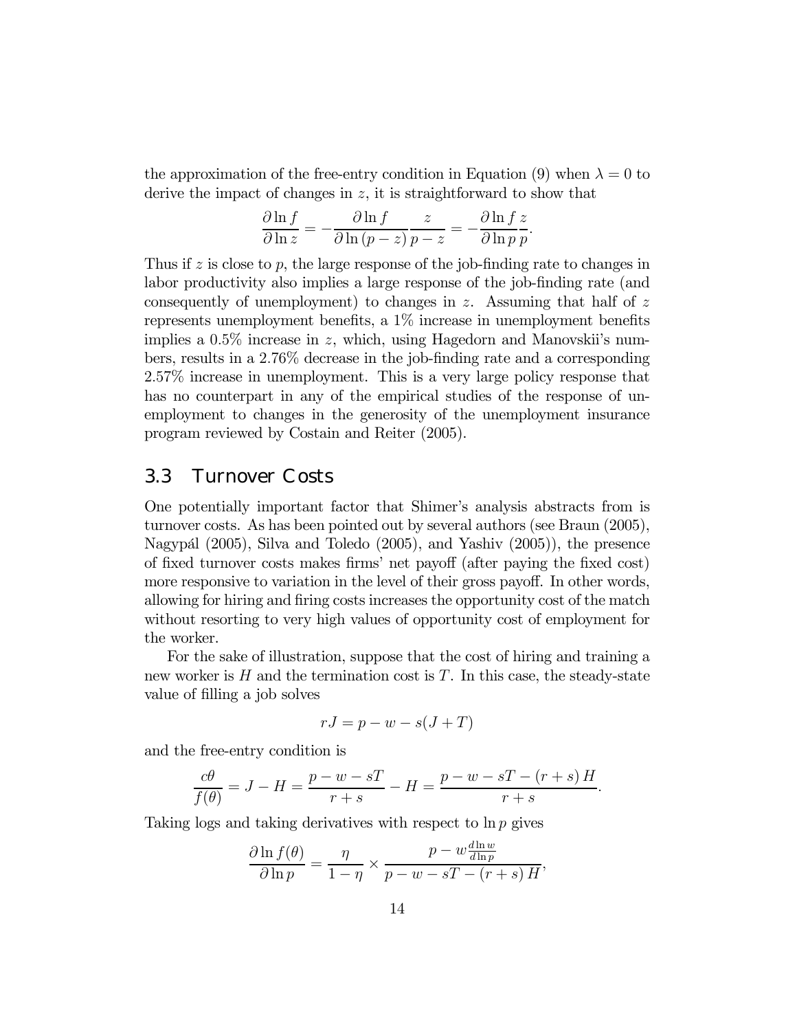the approximation of the free-entry condition in Equation (9) when $\lambda = 0$ to derive the impact of changes in $z$, it is straightforward to show that

$$\frac{\partial \ln f}{\partial \ln z} = -\frac{\partial \ln f}{\partial \ln (p-z)} \frac{z}{p-z} = -\frac{\partial \ln f}{\partial \ln p} \frac{z}{p}.$$

Thus if $z$ is close to $p$, the large response of the job-finding rate to changes in labor productivity also implies a large response of the job-finding rate (and consequently of unemployment) to changes in $z$. Assuming that half of $z$ represents unemployment benefits, a 1% increase in unemployment benefits implies a 0.5% increase in $z$, which, using Hagedorn and Manovskii's numbers, results in a 2.76% decrease in the job-finding rate and a corresponding 2.57% increase in unemployment. This is a very large policy response that has no counterpart in any of the empirical studies of the response of unemployment to changes in the generosity of the unemployment insurance program reviewed by Costain and Reiter (2005).

## 3.3 Turnover Costs

One potentially important factor that Shimer's analysis abstracts from is turnover costs. As has been pointed out by several authors (see Braun (2005), Nagypál (2005), Silva and Toledo (2005), and Yashiv (2005)), the presence of fixed turnover costs makes firms' net payoff (after paying the fixed cost) more responsive to variation in the level of their gross payoff. In other words, allowing for hiring and firing costs increases the opportunity cost of the match without resorting to very high values of opportunity cost of employment for the worker.

For the sake of illustration, suppose that the cost of hiring and training a new worker is $H$ and the termination cost is $T$. In this case, the steady-state value of filling a job solves

$$rJ = p - w - s(J + T)$$

and the free-entry condition is

$$\frac{c\theta}{f(\theta)} = J - H = \frac{p - w - sT}{r + s} - H = \frac{p - w - sT - (r+s)\,H}{r + s}.$$

Taking logs and taking derivatives with respect to $\ln p$ gives

$$\frac{\partial \ln f(\theta)}{\partial \ln p} = \frac{\eta}{1-\eta} \times \frac{p - w\frac{d \ln w}{d \ln p}}{p - w - sT - (r+s)\,H},$$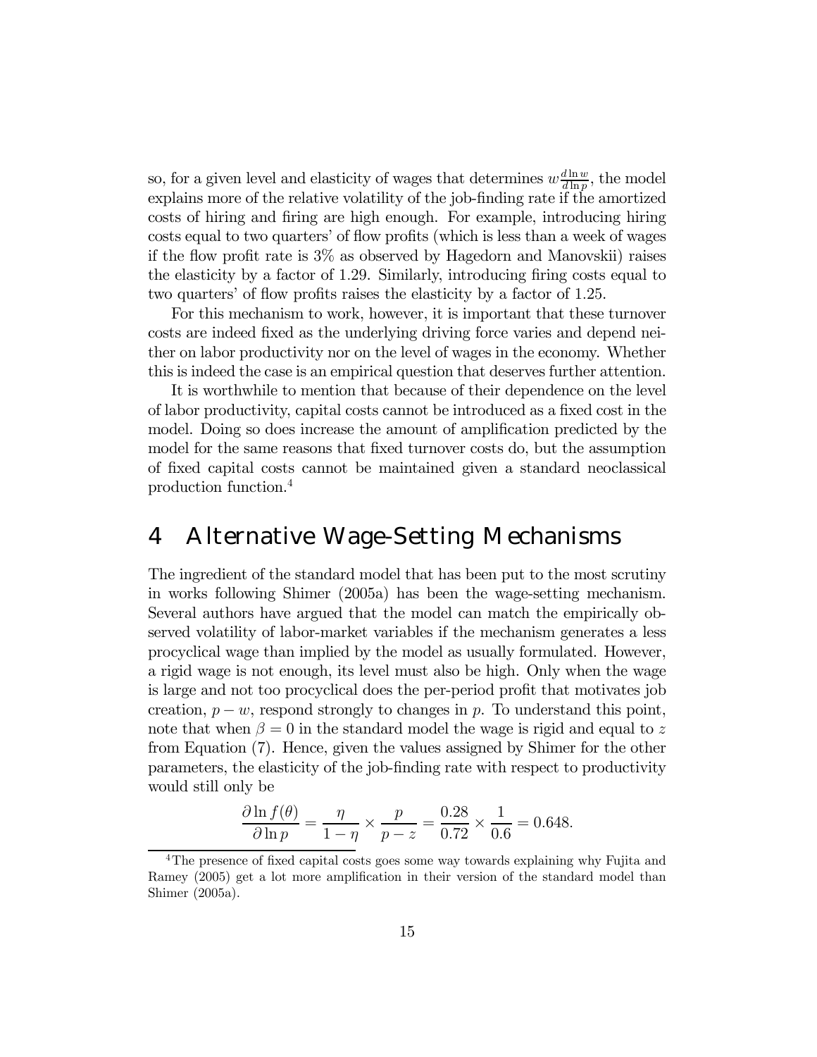so, for a given level and elasticity of wages that determines $w\frac{d\ln w}{d\ln p}$, the model explains more of the relative volatility of the job-finding rate if the amortized costs of hiring and firing are high enough. For example, introducing hiring costs equal to two quarters' of flow profits (which is less than a week of wages if the flow profit rate is 3% as observed by Hagedorn and Manovskii) raises the elasticity by a factor of 1.29. Similarly, introducing firing costs equal to two quarters' of flow profits raises the elasticity by a factor of 1.25.

For this mechanism to work, however, it is important that these turnover costs are indeed fixed as the underlying driving force varies and depend neither on labor productivity nor on the level of wages in the economy. Whether this is indeed the case is an empirical question that deserves further attention.

It is worthwhile to mention that because of their dependence on the level of labor productivity, capital costs cannot be introduced as a fixed cost in the model. Doing so does increase the amount of amplification predicted by the model for the same reasons that fixed turnover costs do, but the assumption of fixed capital costs cannot be maintained given a standard neoclassical production function.[4]

# 4 Alternative Wage-Setting Mechanisms

The ingredient of the standard model that has been put to the most scrutiny in works following Shimer (2005a) has been the wage-setting mechanism. Several authors have argued that the model can match the empirically observed volatility of labor-market variables if the mechanism generates a less procyclical wage than implied by the model as usually formulated. However, a rigid wage is not enough, its level must also be high. Only when the wage is large and not too procyclical does the per-period profit that motivates job creation, $p - w$, respond strongly to changes in $p$. To understand this point, note that when $\beta = 0$ in the standard model the wage is rigid and equal to $z$ from Equation (7). Hence, given the values assigned by Shimer for the other parameters, the elasticity of the job-finding rate with respect to productivity would still only be

$$\frac{\partial \ln f(\theta)}{\partial \ln p} = \frac{\eta}{1-\eta} \times \frac{p}{p-z} = \frac{0.28}{0.72} \times \frac{1}{0.6} = 0.648.$$

[4] The presence of fixed capital costs goes some way towards explaining why Fujita and Ramey (2005) get a lot more amplification in their version of the standard model than Shimer (2005a).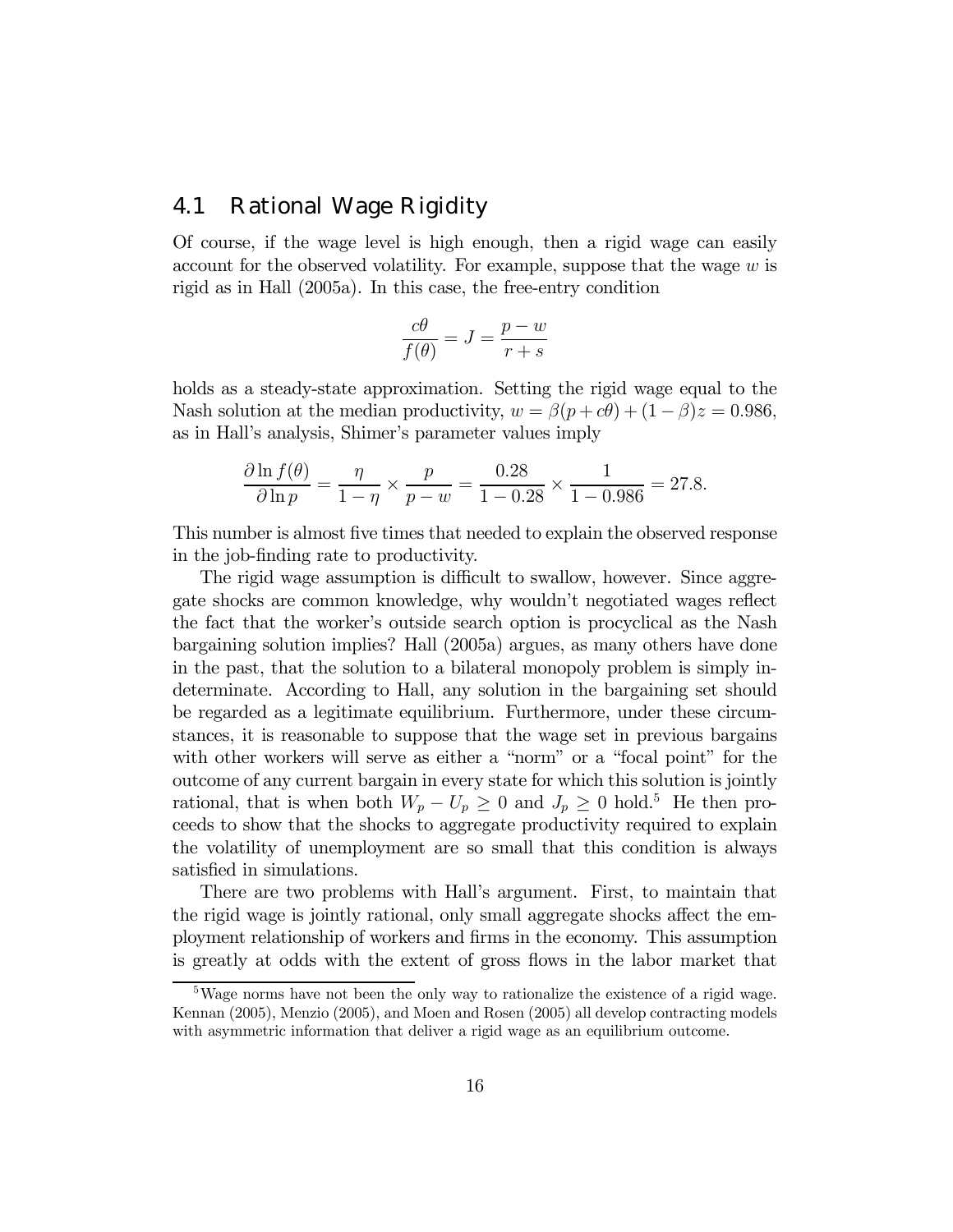### 4.1 Rational Wage Rigidity

Of course, if the wage level is high enough, then a rigid wage can easily account for the observed volatility. For example, suppose that the wage $w$ is rigid as in Hall (2005a). In this case, the free-entry condition

$$\frac{c\theta}{f(\theta)} = J = \frac{p-w}{r+s}$$

holds as a steady-state approximation. Setting the rigid wage equal to the Nash solution at the median productivity, $w = \beta(p + c\theta) + (1-\beta)z = 0.986$, as in Hall's analysis, Shimer's parameter values imply

$$\frac{\partial \ln f(\theta)}{\partial \ln p} = \frac{\eta}{1-\eta} \times \frac{p}{p-w} = \frac{0.28}{1-0.28} \times \frac{1}{1-0.986} = 27.8.$$

This number is almost five times that needed to explain the observed response in the job-finding rate to productivity.

The rigid wage assumption is difficult to swallow, however. Since aggregate shocks are common knowledge, why wouldn't negotiated wages reflect the fact that the worker's outside search option is procyclical as the Nash bargaining solution implies? Hall (2005a) argues, as many others have done in the past, that the solution to a bilateral monopoly problem is simply indeterminate. According to Hall, any solution in the bargaining set should be regarded as a legitimate equilibrium. Furthermore, under these circumstances, it is reasonable to suppose that the wage set in previous bargains with other workers will serve as either a "norm" or a "focal point" for the outcome of any current bargain in every state for which this solution is jointly rational, that is when both $W_p - U_p \geq 0$ and $J_p \geq 0$ hold.[5] He then proceeds to show that the shocks to aggregate productivity required to explain the volatility of unemployment are so small that this condition is always satisfied in simulations.

There are two problems with Hall's argument. First, to maintain that the rigid wage is jointly rational, only small aggregate shocks affect the employment relationship of workers and firms in the economy. This assumption is greatly at odds with the extent of gross flows in the labor market that

[5] Wage norms have not been the only way to rationalize the existence of a rigid wage. Kennan (2005), Menzio (2005), and Moen and Rosen (2005) all develop contracting models with asymmetric information that deliver a rigid wage as an equilibrium outcome.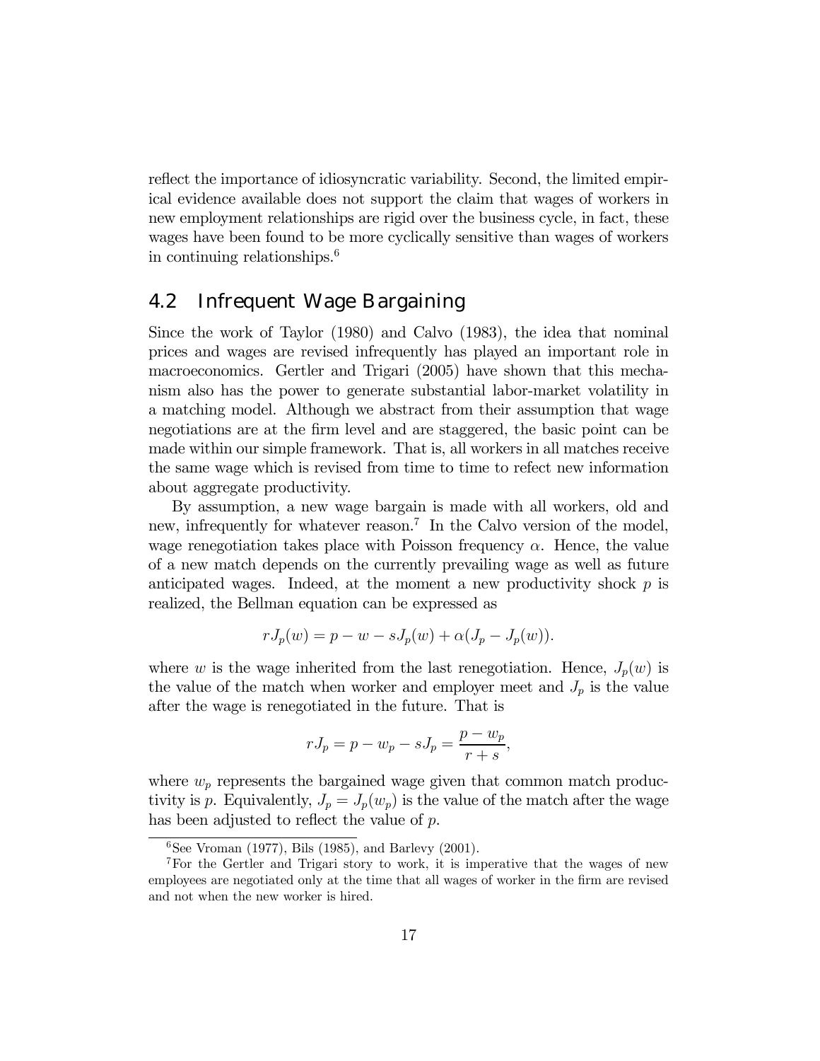reflect the importance of idiosyncratic variability. Second, the limited empirical evidence available does not support the claim that wages of workers in new employment relationships are rigid over the business cycle, in fact, these wages have been found to be more cyclically sensitive than wages of workers in continuing relationships.[6]

## 4.2 Infrequent Wage Bargaining

Since the work of Taylor (1980) and Calvo (1983), the idea that nominal prices and wages are revised infrequently has played an important role in macroeconomics. Gertler and Trigari (2005) have shown that this mechanism also has the power to generate substantial labor-market volatility in a matching model. Although we abstract from their assumption that wage negotiations are at the firm level and are staggered, the basic point can be made within our simple framework. That is, all workers in all matches receive the same wage which is revised from time to time to refect new information about aggregate productivity.

By assumption, a new wage bargain is made with all workers, old and new, infrequently for whatever reason.[7] In the Calvo version of the model, wage renegotiation takes place with Poisson frequency $\alpha$. Hence, the value of a new match depends on the currently prevailing wage as well as future anticipated wages. Indeed, at the moment a new productivity shock $p$ is realized, the Bellman equation can be expressed as

$$rJ_p(w) = p - w - sJ_p(w) + \alpha(J_p - J_p(w)).$$

where $w$ is the wage inherited from the last renegotiation. Hence, $J_p(w)$ is the value of the match when worker and employer meet and $J_p$ is the value after the wage is renegotiated in the future. That is

$$rJ_p = p - w_p - sJ_p = \frac{p - w_p}{r + s},$$

where $w_p$ represents the bargained wage given that common match productivity is $p$. Equivalently, $J_p = J_p(w_p)$ is the value of the match after the wage has been adjusted to reflect the value of $p$.

[6] See Vroman (1977), Bils (1985), and Barlevy (2001).

[7] For the Gertler and Trigari story to work, it is imperative that the wages of new employees are negotiated only at the time that all wages of worker in the firm are revised and not when the new worker is hired.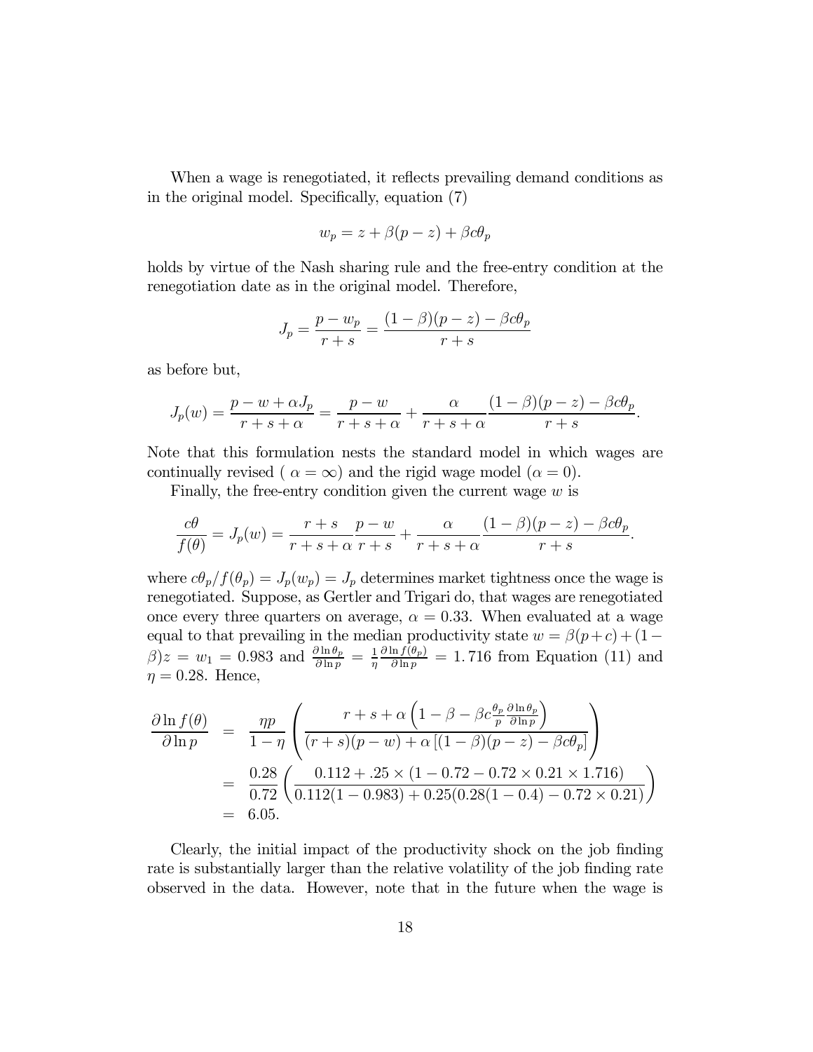When a wage is renegotiated, it reflects prevailing demand conditions as in the original model. Specifically, equation (7)

$$w_p = z + \beta(p - z) + \beta c\theta_p$$

holds by virtue of the Nash sharing rule and the free-entry condition at the renegotiation date as in the original model. Therefore,

$$J_p = \frac{p - w_p}{r + s} = \frac{(1-\beta)(p-z) - \beta c\theta_p}{r+s}$$

as before but,

$$J_p(w) = \frac{p - w + \alpha J_p}{r + s + \alpha} = \frac{p - w}{r + s + \alpha} + \frac{\alpha}{r + s + \alpha}\frac{(1-\beta)(p-z) - \beta c\theta_p}{r+s}.$$

Note that this formulation nests the standard model in which wages are continually revised ( $\alpha = \infty$) and the rigid wage model ($\alpha = 0$).

Finally, the free-entry condition given the current wage $w$ is

$$\frac{c\theta}{f(\theta)} = J_p(w) = \frac{r+s}{r+s+\alpha}\frac{p-w}{r+s} + \frac{\alpha}{r+s+\alpha}\frac{(1-\beta)(p-z) - \beta c\theta_p}{r+s}.$$

where $c\theta_p/f(\theta_p) = J_p(w_p) = J_p$ determines market tightness once the wage is renegotiated. Suppose, as Gertler and Trigari do, that wages are renegotiated once every three quarters on average, $\alpha = 0.33$. When evaluated at a wage equal to that prevailing in the median productivity state $w = \beta(p+c) + (1-\beta)z = w_1 = 0.983$ and $\frac{\partial \ln \theta_p}{\partial \ln p} = \frac{1}{\eta}\frac{\partial \ln f(\theta_p)}{\partial \ln p} = 1.716$ from Equation (11) and $\eta = 0.28$. Hence,

$$\begin{aligned}
\frac{\partial \ln f(\theta)}{\partial \ln p} &= \frac{\eta p}{1-\eta}\left(\frac{r + s + \alpha\left(1 - \beta - \beta c\frac{\theta_p}{p}\frac{\partial \ln \theta_p}{\partial \ln p}\right)}{(r+s)(p-w) + \alpha\left[(1-\beta)(p-z) - \beta c\theta_p\right]}\right) \\
&= \frac{0.28}{0.72}\left(\frac{0.112 + .25 \times (1 - 0.72 - 0.72 \times 0.21 \times 1.716)}{0.112(1 - 0.983) + 0.25(0.28(1-0.4) - 0.72 \times 0.21)}\right) \\
&= 6.05.
\end{aligned}$$

Clearly, the initial impact of the productivity shock on the job finding rate is substantially larger than the relative volatility of the job finding rate observed in the data. However, note that in the future when the wage is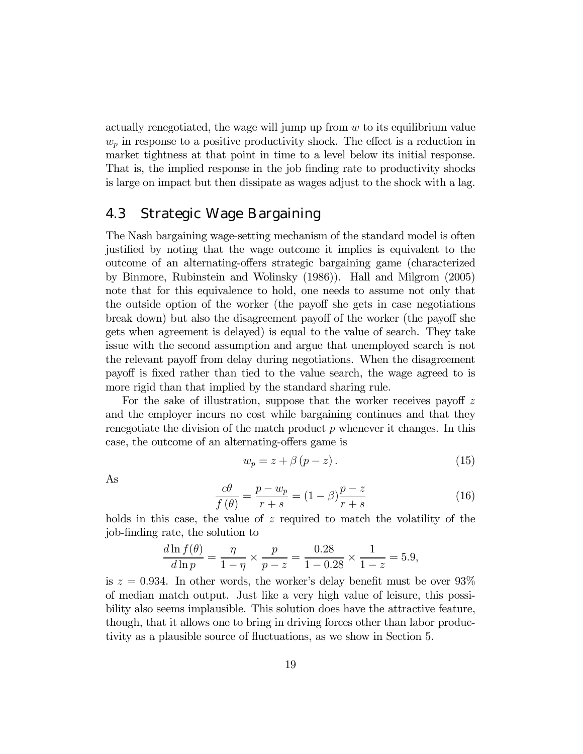actually renegotiated, the wage will jump up from $w$ to its equilibrium value $w_p$ in response to a positive productivity shock. The effect is a reduction in market tightness at that point in time to a level below its initial response. That is, the implied response in the job finding rate to productivity shocks is large on impact but then dissipate as wages adjust to the shock with a lag.

## 4.3 Strategic Wage Bargaining

The Nash bargaining wage-setting mechanism of the standard model is often justified by noting that the wage outcome it implies is equivalent to the outcome of an alternating-offers strategic bargaining game (characterized by Binmore, Rubinstein and Wolinsky (1986)). Hall and Milgrom (2005) note that for this equivalence to hold, one needs to assume not only that the outside option of the worker (the payoff she gets in case negotiations break down) but also the disagreement payoff of the worker (the payoff she gets when agreement is delayed) is equal to the value of search. They take issue with the second assumption and argue that unemployed search is not the relevant payoff from delay during negotiations. When the disagreement payoff is fixed rather than tied to the value search, the wage agreed to is more rigid than that implied by the standard sharing rule.

For the sake of illustration, suppose that the worker receives payoff $z$ and the employer incurs no cost while bargaining continues and that they renegotiate the division of the match product $p$ whenever it changes. In this case, the outcome of an alternating-offers game is

$$w_p = z + \beta (p - z). \tag{15}$$

As

$$\frac{c\theta}{f(\theta)} = \frac{p - w_p}{r + s} = (1 - \beta)\frac{p - z}{r + s} \tag{16}$$

holds in this case, the value of $z$ required to match the volatility of the job-finding rate, the solution to

$$\frac{d \ln f(\theta)}{d \ln p} = \frac{\eta}{1 - \eta} \times \frac{p}{p - z} = \frac{0.28}{1 - 0.28} \times \frac{1}{1 - z} = 5.9,$$

is $z = 0.934$. In other words, the worker's delay benefit must be over 93% of median match output. Just like a very high value of leisure, this possibility also seems implausible. This solution does have the attractive feature, though, that it allows one to bring in driving forces other than labor productivity as a plausible source of fluctuations, as we show in Section 5.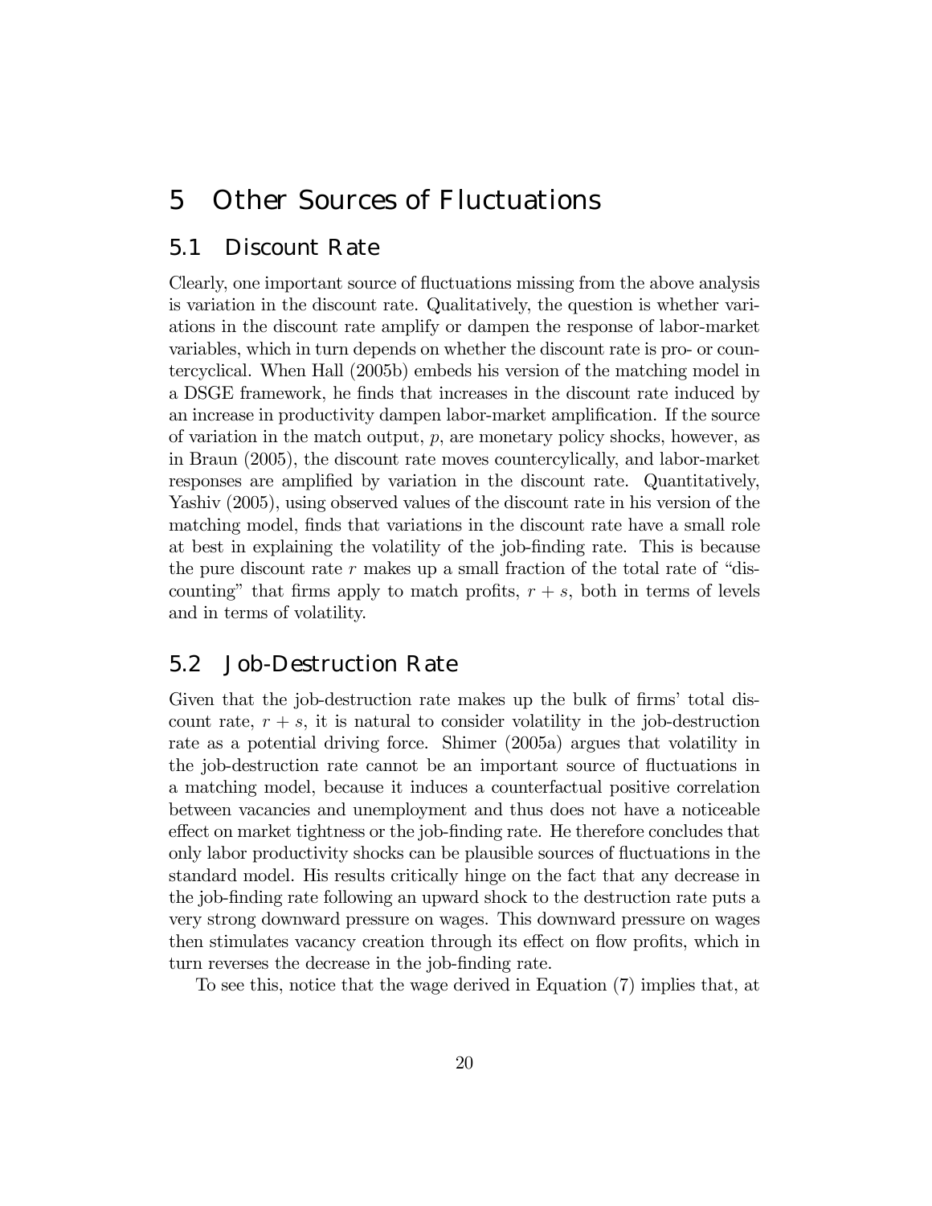# 5 Other Sources of Fluctuations

## 5.1 Discount Rate

Clearly, one important source of fluctuations missing from the above analysis is variation in the discount rate. Qualitatively, the question is whether variations in the discount rate amplify or dampen the response of labor-market variables, which in turn depends on whether the discount rate is pro- or countercyclical. When Hall (2005b) embeds his version of the matching model in a DSGE framework, he finds that increases in the discount rate induced by an increase in productivity dampen labor-market amplification. If the source of variation in the match output, $p$, are monetary policy shocks, however, as in Braun (2005), the discount rate moves countercylically, and labor-market responses are amplified by variation in the discount rate. Quantitatively, Yashiv (2005), using observed values of the discount rate in his version of the matching model, finds that variations in the discount rate have a small role at best in explaining the volatility of the job-finding rate. This is because the pure discount rate $r$ makes up a small fraction of the total rate of "discounting" that firms apply to match profits, $r + s$, both in terms of levels and in terms of volatility.

## 5.2 Job-Destruction Rate

Given that the job-destruction rate makes up the bulk of firms' total discount rate, $r + s$, it is natural to consider volatility in the job-destruction rate as a potential driving force. Shimer (2005a) argues that volatility in the job-destruction rate cannot be an important source of fluctuations in a matching model, because it induces a counterfactual positive correlation between vacancies and unemployment and thus does not have a noticeable effect on market tightness or the job-finding rate. He therefore concludes that only labor productivity shocks can be plausible sources of fluctuations in the standard model. His results critically hinge on the fact that any decrease in the job-finding rate following an upward shock to the destruction rate puts a very strong downward pressure on wages. This downward pressure on wages then stimulates vacancy creation through its effect on flow profits, which in turn reverses the decrease in the job-finding rate.

To see this, notice that the wage derived in Equation (7) implies that, at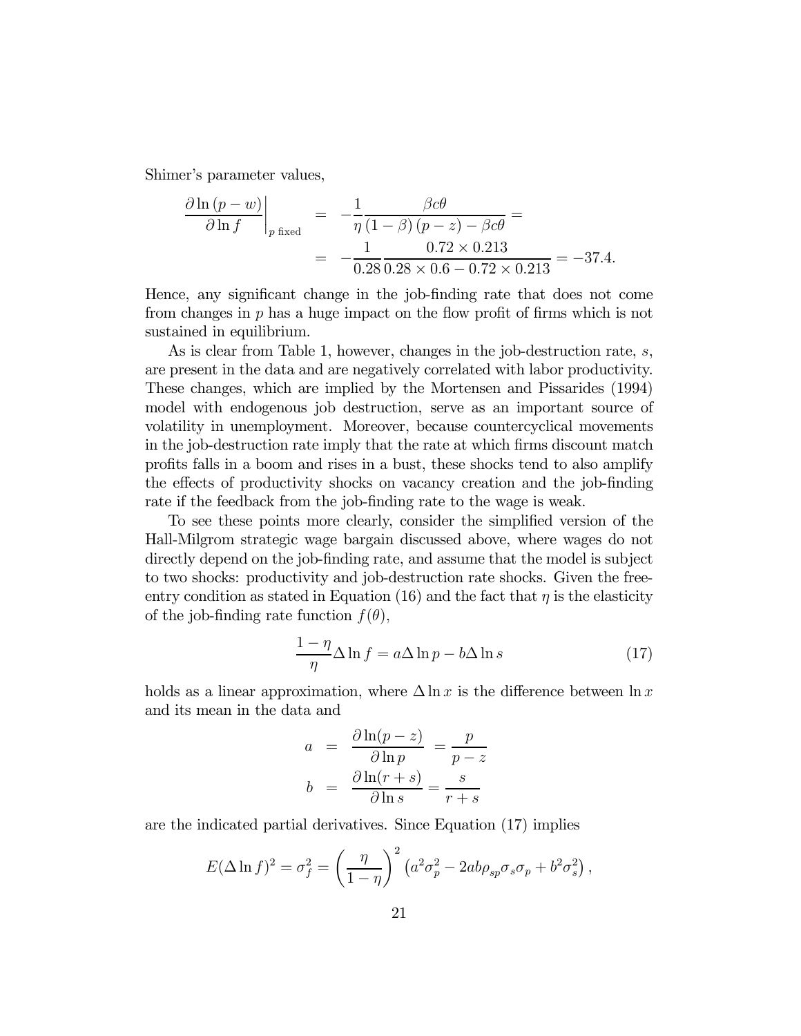Shimer's parameter values,

$$
\begin{aligned}
\left.\frac{\partial \ln (p-w)}{\partial \ln f}\right|_{p \text{ fixed}} &= -\frac{1}{\eta} \frac{\beta c \theta}{(1-\beta)(p-z) - \beta c \theta} = \\
&= -\frac{1}{0.28} \frac{0.72 \times 0.213}{0.28 \times 0.6 - 0.72 \times 0.213} = -37.4.
\end{aligned}
$$

Hence, any significant change in the job-finding rate that does not come from changes in $p$ has a huge impact on the flow profit of firms which is not sustained in equilibrium.

As is clear from Table 1, however, changes in the job-destruction rate, $s$, are present in the data and are negatively correlated with labor productivity. These changes, which are implied by the Mortensen and Pissarides (1994) model with endogenous job destruction, serve as an important source of volatility in unemployment. Moreover, because countercyclical movements in the job-destruction rate imply that the rate at which firms discount match profits falls in a boom and rises in a bust, these shocks tend to also amplify the effects of productivity shocks on vacancy creation and the job-finding rate if the feedback from the job-finding rate to the wage is weak.

To see these points more clearly, consider the simplified version of the Hall-Milgrom strategic wage bargain discussed above, where wages do not directly depend on the job-finding rate, and assume that the model is subject to two shocks: productivity and job-destruction rate shocks. Given the free-entry condition as stated in Equation (16) and the fact that $\eta$ is the elasticity of the job-finding rate function $f(\theta)$,

$$
\frac{1-\eta}{\eta} \Delta \ln f = a \Delta \ln p - b \Delta \ln s \tag{17}
$$

holds as a linear approximation, where $\Delta \ln x$ is the difference between $\ln x$ and its mean in the data and

$$
\begin{aligned}
a &= \frac{\partial \ln (p-z)}{\partial \ln p} = \frac{p}{p-z} \\
b &= \frac{\partial \ln (r+s)}{\partial \ln s} = \frac{s}{r+s}
\end{aligned}
$$

are the indicated partial derivatives. Since Equation (17) implies

$$
E(\Delta \ln f)^2 = \sigma_f^2 = \left(\frac{\eta}{1-\eta}\right)^2 \left(a^2 \sigma_p^2 - 2ab\rho_{sp}\sigma_s\sigma_p + b^2\sigma_s^2\right),
$$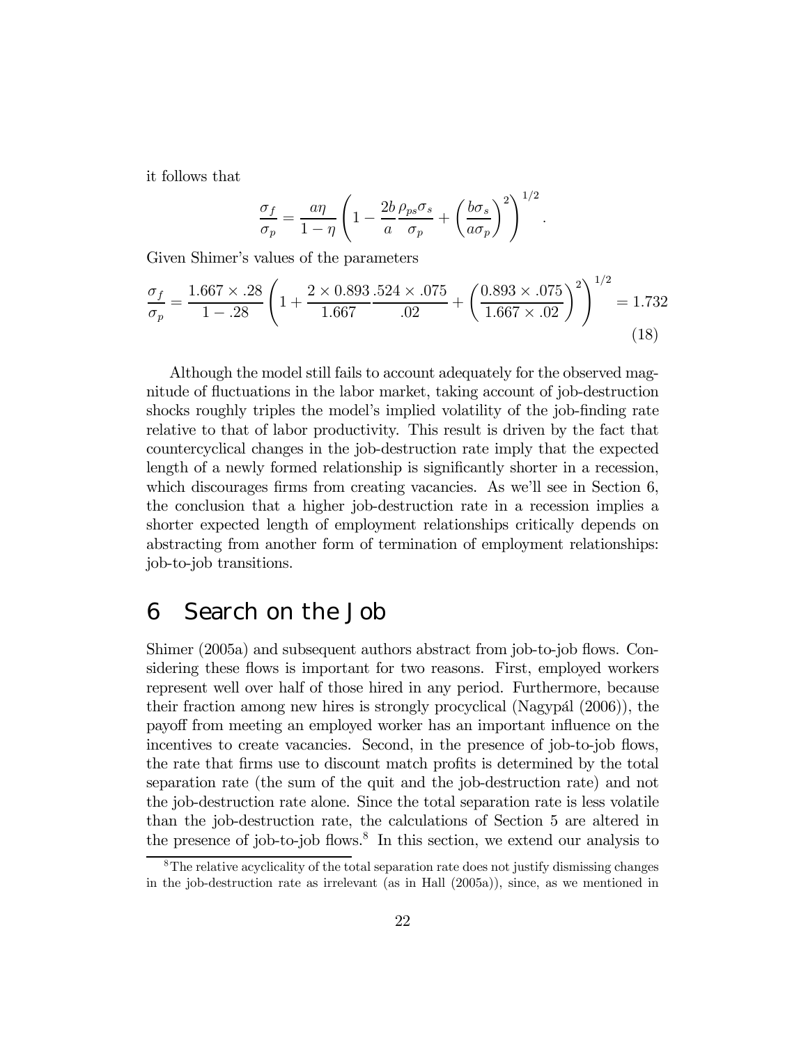it follows that

$$\frac{\sigma_f}{\sigma_p} = \frac{a\eta}{1-\eta}\left(1 - \frac{2b}{a}\frac{\rho_{ps}\sigma_s}{\sigma_p} + \left(\frac{b\sigma_s}{a\sigma_p}\right)^2\right)^{1/2}.$$

Given Shimer's values of the parameters

$$\frac{\sigma_f}{\sigma_p} = \frac{1.667 \times .28}{1 - .28}\left(1 + \frac{2 \times 0.893}{1.667}\frac{.524 \times .075}{.02} + \left(\frac{0.893 \times .075}{1.667 \times .02}\right)^2\right)^{1/2} = 1.732 \tag{18}$$

Although the model still fails to account adequately for the observed magnitude of fluctuations in the labor market, taking account of job-destruction shocks roughly triples the model's implied volatility of the job-finding rate relative to that of labor productivity. This result is driven by the fact that countercyclical changes in the job-destruction rate imply that the expected length of a newly formed relationship is significantly shorter in a recession, which discourages firms from creating vacancies. As we'll see in Section 6, the conclusion that a higher job-destruction rate in a recession implies a shorter expected length of employment relationships critically depends on abstracting from another form of termination of employment relationships: job-to-job transitions.

# 6 Search on the Job

Shimer (2005a) and subsequent authors abstract from job-to-job flows. Considering these flows is important for two reasons. First, employed workers represent well over half of those hired in any period. Furthermore, because their fraction among new hires is strongly procyclical (Nagypál (2006)), the payoff from meeting an employed worker has an important influence on the incentives to create vacancies. Second, in the presence of job-to-job flows, the rate that firms use to discount match profits is determined by the total separation rate (the sum of the quit and the job-destruction rate) and not the job-destruction rate alone. Since the total separation rate is less volatile than the job-destruction rate, the calculations of Section 5 are altered in the presence of job-to-job flows.[8] In this section, we extend our analysis to

[8] The relative acyclicality of the total separation rate does not justify dismissing changes in the job-destruction rate as irrelevant (as in Hall (2005a)), since, as we mentioned in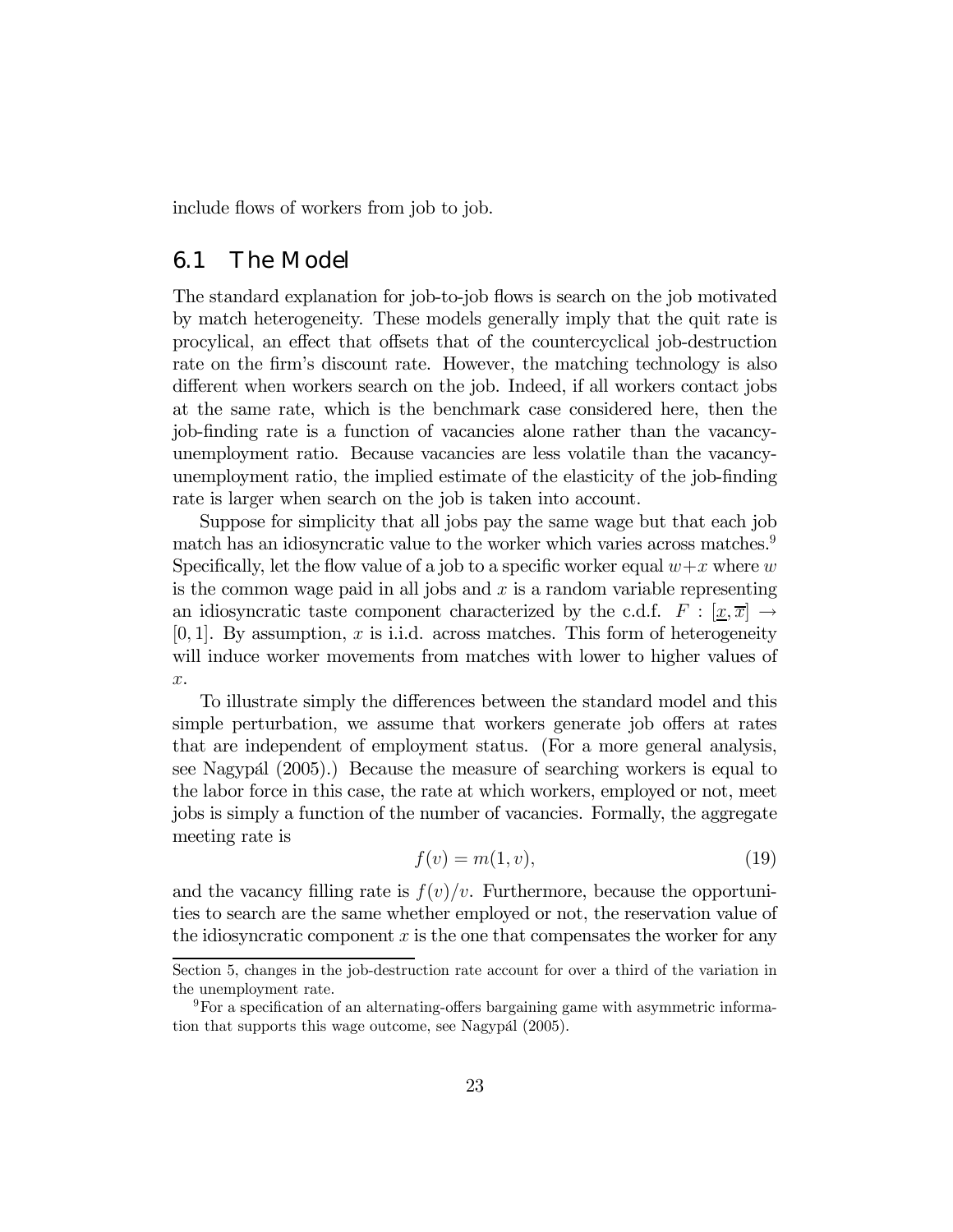include flows of workers from job to job.

## 6.1 The Model

The standard explanation for job-to-job flows is search on the job motivated by match heterogeneity. These models generally imply that the quit rate is procylical, an effect that offsets that of the countercyclical job-destruction rate on the firm's discount rate. However, the matching technology is also different when workers search on the job. Indeed, if all workers contact jobs at the same rate, which is the benchmark case considered here, then the job-finding rate is a function of vacancies alone rather than the vacancy-unemployment ratio. Because vacancies are less volatile than the vacancy-unemployment ratio, the implied estimate of the elasticity of the job-finding rate is larger when search on the job is taken into account.

Suppose for simplicity that all jobs pay the same wage but that each job match has an idiosyncratic value to the worker which varies across matches.[9] Specifically, let the flow value of a job to a specific worker equal $w+x$ where $w$ is the common wage paid in all jobs and $x$ is a random variable representing an idiosyncratic taste component characterized by the c.d.f. $F : [\underline{x}, \overline{x}] \rightarrow [0,1]$. By assumption, $x$ is i.i.d. across matches. This form of heterogeneity will induce worker movements from matches with lower to higher values of $x$.

To illustrate simply the differences between the standard model and this simple perturbation, we assume that workers generate job offers at rates that are independent of employment status. (For a more general analysis, see Nagypál (2005).) Because the measure of searching workers is equal to the labor force in this case, the rate at which workers, employed or not, meet jobs is simply a function of the number of vacancies. Formally, the aggregate meeting rate is

$$f(v) = m(1, v), \tag{19}$$

and the vacancy filling rate is $f(v)/v$. Furthermore, because the opportunities to search are the same whether employed or not, the reservation value of the idiosyncratic component $x$ is the one that compensates the worker for any

---

Section 5, changes in the job-destruction rate account for over a third of the variation in the unemployment rate.

[9] For a specification of an alternating-offers bargaining game with asymmetric information that supports this wage outcome, see Nagypál (2005).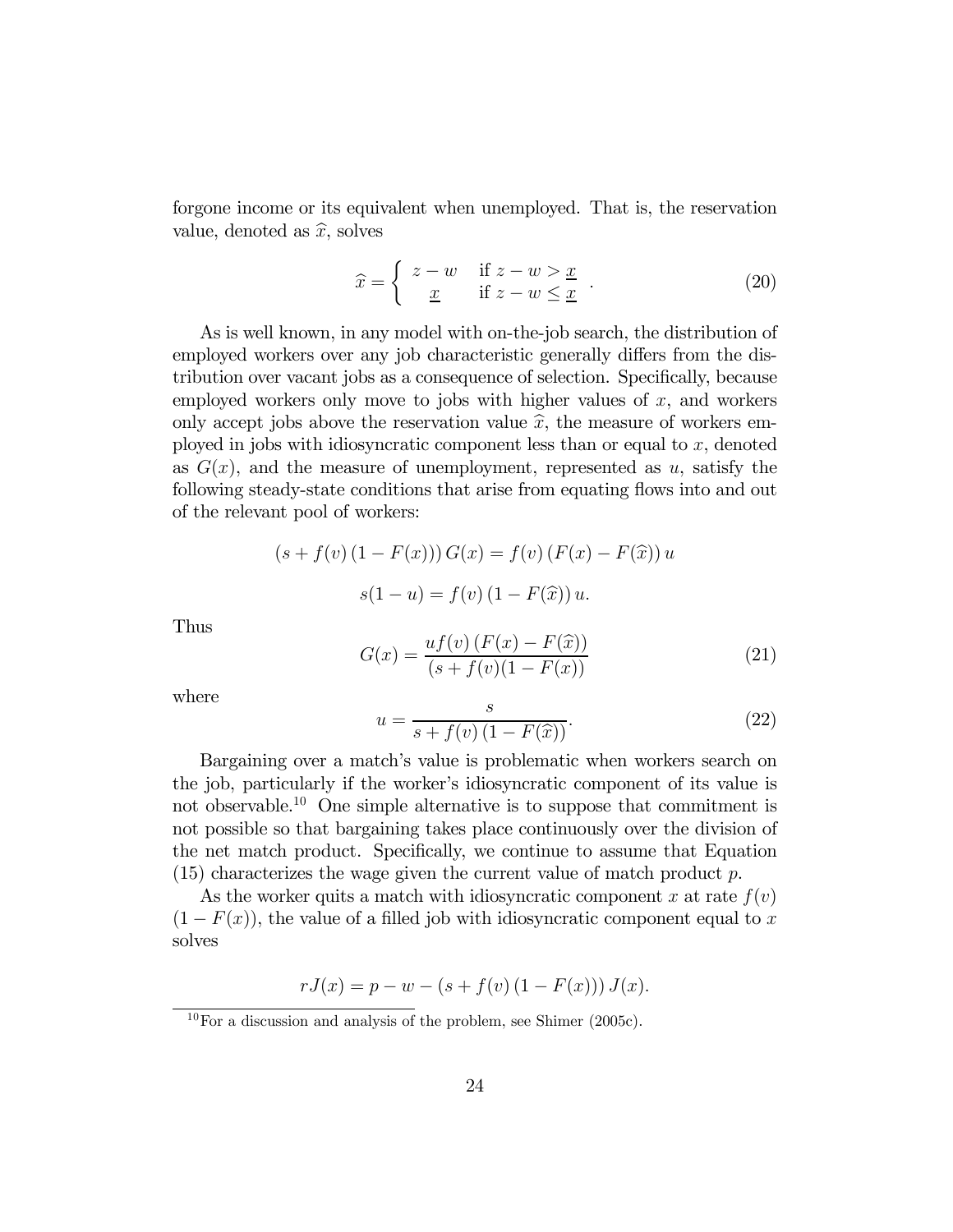forgone income or its equivalent when unemployed. That is, the reservation value, denoted as $\widehat{x}$, solves

$$\widehat{x} = \begin{cases} z - w & \text{if } z - w > \underline{x} \\ \underline{x} & \text{if } z - w \leq \underline{x} \end{cases} . \tag{20}$$

As is well known, in any model with on-the-job search, the distribution of employed workers over any job characteristic generally differs from the distribution over vacant jobs as a consequence of selection. Specifically, because employed workers only move to jobs with higher values of $x$, and workers only accept jobs above the reservation value $\widehat{x}$, the measure of workers employed in jobs with idiosyncratic component less than or equal to $x$, denoted as $G(x)$, and the measure of unemployment, represented as $u$, satisfy the following steady-state conditions that arise from equating flows into and out of the relevant pool of workers:

$$(s + f(v)(1 - F(x)))\,G(x) = f(v)\,(F(x) - F(\widehat{x}))\,u$$

$$s(1 - u) = f(v)\,(1 - F(\widehat{x}))\,u.$$

Thus

$$G(x) = \frac{uf(v)\,(F(x) - F(\widehat{x}))}{(s + f(v)(1 - F(x))} \tag{21}$$

where

$$u = \frac{s}{s + f(v)\,(1 - F(\widehat{x}))}. \tag{22}$$

Bargaining over a match's value is problematic when workers search on the job, particularly if the worker's idiosyncratic component of its value is not observable.[10] One simple alternative is to suppose that commitment is not possible so that bargaining takes place continuously over the division of the net match product. Specifically, we continue to assume that Equation (15) characterizes the wage given the current value of match product $p$.

As the worker quits a match with idiosyncratic component $x$ at rate $f(v)$ $(1 - F(x))$, the value of a filled job with idiosyncratic component equal to $x$ solves

$$rJ(x) = p - w - (s + f(v)\,(1 - F(x)))\,J(x).$$

[10] For a discussion and analysis of the problem, see Shimer (2005c).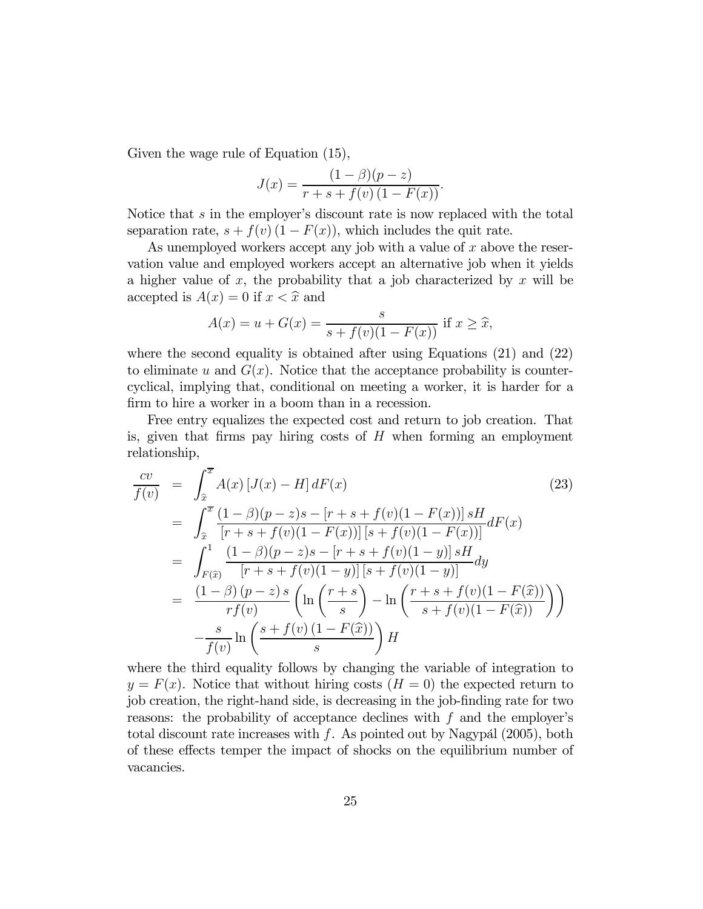Given the wage rule of Equation (15),

$$J(x) = \frac{(1-\beta)(p-z)}{r+s+f(v)\,(1-F(x))}.$$

Notice that $s$ in the employer's discount rate is now replaced with the total separation rate, $s+f(v)\,(1-F(x))$, which includes the quit rate.

As unemployed workers accept any job with a value of $x$ above the reservation value and employed workers accept an alternative job when it yields a higher value of $x$, the probability that a job characterized by $x$ will be accepted is $A(x)=0$ if $x<\widehat{x}$ and

$$A(x) = u + G(x) = \frac{s}{s+f(v)(1-F(x))} \text{ if } x \geq \widehat{x},$$

where the second equality is obtained after using Equations (21) and (22) to eliminate $u$ and $G(x)$. Notice that the acceptance probability is countercyclical, implying that, conditional on meeting a worker, it is harder for a firm to hire a worker in a boom than in a recession.

Free entry equalizes the expected cost and return to job creation. That is, given that firms pay hiring costs of $H$ when forming an employment relationship,

$$\begin{aligned}
\frac{cv}{f(v)} &= \int_{\widehat{x}}^{\overline{x}} A(x)\left[J(x)-H\right]dF(x) \qquad (23)\\
&= \int_{\widehat{x}}^{\overline{x}} \frac{(1-\beta)(p-z)s-\left[r+s+f(v)(1-F(x))\right]sH}{\left[r+s+f(v)(1-F(x))\right]\left[s+f(v)(1-F(x))\right]}dF(x)\\
&= \int_{F(\widehat{x})}^{1} \frac{(1-\beta)(p-z)s-\left[r+s+f(v)(1-y)\right]sH}{\left[r+s+f(v)(1-y)\right]\left[s+f(v)(1-y)\right]}dy\\
&= \frac{(1-\beta)\,(p-z)\,s}{rf(v)}\left(\ln\left(\frac{r+s}{s}\right)-\ln\left(\frac{r+s+f(v)(1-F(\widehat{x}))}{s+f(v)(1-F(\widehat{x}))}\right)\right)\\
&\quad -\frac{s}{f(v)}\ln\left(\frac{s+f(v)\,(1-F(\widehat{x}))}{s}\right)H
\end{aligned}$$

where the third equality follows by changing the variable of integration to $y=F(x)$. Notice that without hiring costs ($H=0$) the expected return to job creation, the right-hand side, is decreasing in the job-finding rate for two reasons: the probability of acceptance declines with $f$ and the employer's total discount rate increases with $f$. As pointed out by Nagypál (2005), both of these effects temper the impact of shocks on the equilibrium number of vacancies.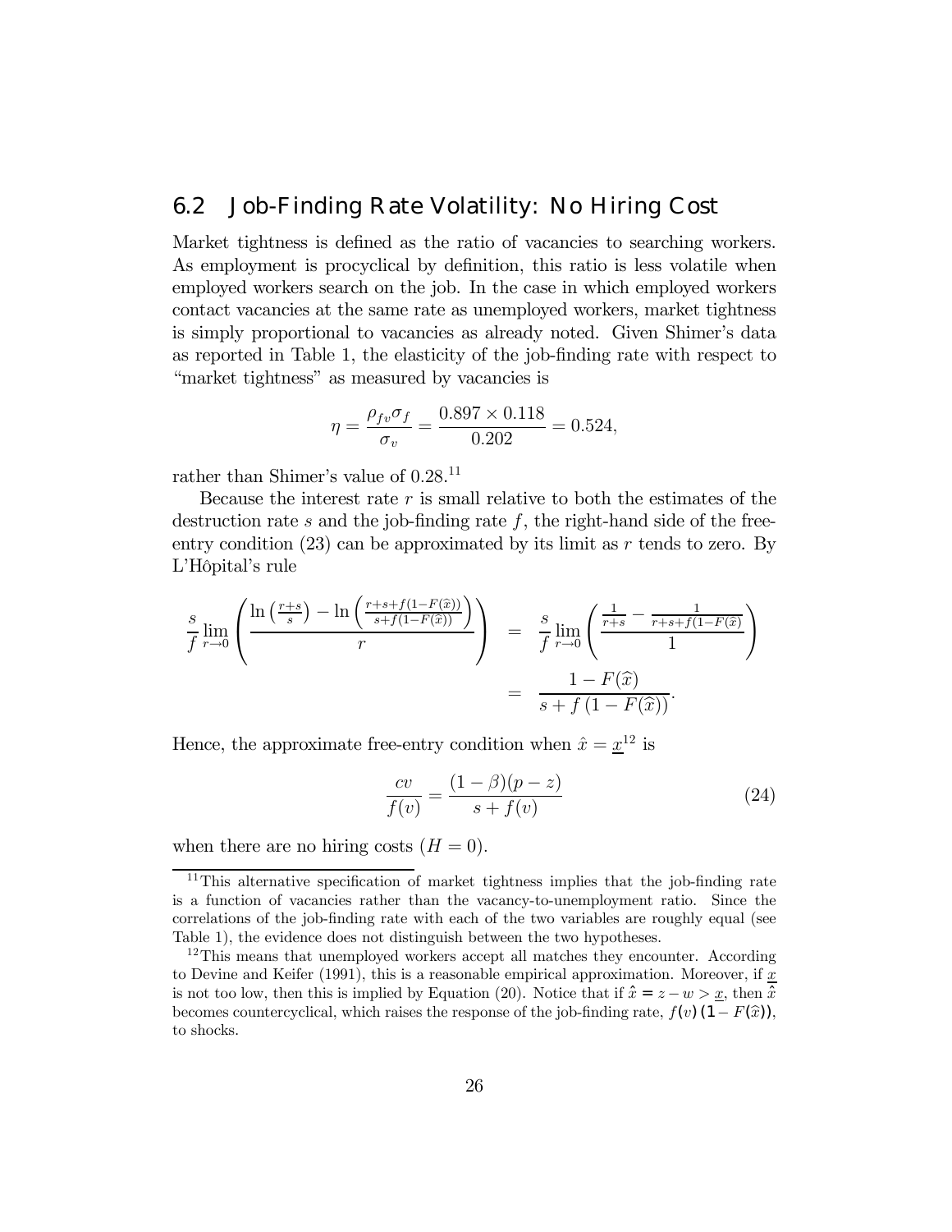## 6.2 Job-Finding Rate Volatility: No Hiring Cost

Market tightness is defined as the ratio of vacancies to searching workers. As employment is procyclical by definition, this ratio is less volatile when employed workers search on the job. In the case in which employed workers contact vacancies at the same rate as unemployed workers, market tightness is simply proportional to vacancies as already noted. Given Shimer's data as reported in Table 1, the elasticity of the job-finding rate with respect to "market tightness" as measured by vacancies is

$$\eta = \frac{\rho_{fv}\sigma_f}{\sigma_v} = \frac{0.897 \times 0.118}{0.202} = 0.524,$$

rather than Shimer's value of 0.28.[11]

Because the interest rate $r$ is small relative to both the estimates of the destruction rate $s$ and the job-finding rate $f$, the right-hand side of the free-entry condition (23) can be approximated by its limit as $r$ tends to zero. By L'Hôpital's rule

$$\begin{aligned}
\frac{s}{f}\lim_{r\to 0}\left(\frac{\ln\left(\frac{r+s}{s}\right)-\ln\left(\frac{r+s+f(1-F(\widehat{x}))}{s+f(1-F(\widehat{x}))}\right)}{r}\right) &= \frac{s}{f}\lim_{r\to 0}\left(\frac{\frac{1}{r+s}-\frac{1}{r+s+f(1-F(\widehat{x}))}}{1}\right)\\
&= \frac{1-F(\widehat{x})}{s+f\left(1-F(\widehat{x})\right)}.
\end{aligned}$$

Hence, the approximate free-entry condition when $\hat{x} = \underline{x}$[12] is

$$\frac{cv}{f(v)} = \frac{(1-\beta)(p-z)}{s+f(v)} \tag{24}$$

when there are no hiring costs ($H = 0$).

---

[11] This alternative specification of market tightness implies that the job-finding rate is a function of vacancies rather than the vacancy-to-unemployment ratio. Since the correlations of the job-finding rate with each of the two variables are roughly equal (see Table 1), the evidence does not distinguish between the two hypotheses.

[12] This means that unemployed workers accept all matches they encounter. According to Devine and Keifer (1991), this is a reasonable empirical approximation. Moreover, if $\underline{x}$ is not too low, then this is implied by Equation (20). Notice that if $\hat{x} = z - w > \underline{x}$, then $\hat{x}$ becomes countercyclical, which raises the response of the job-finding rate, $f(v)(1 - F(\widehat{x}))$, to shocks.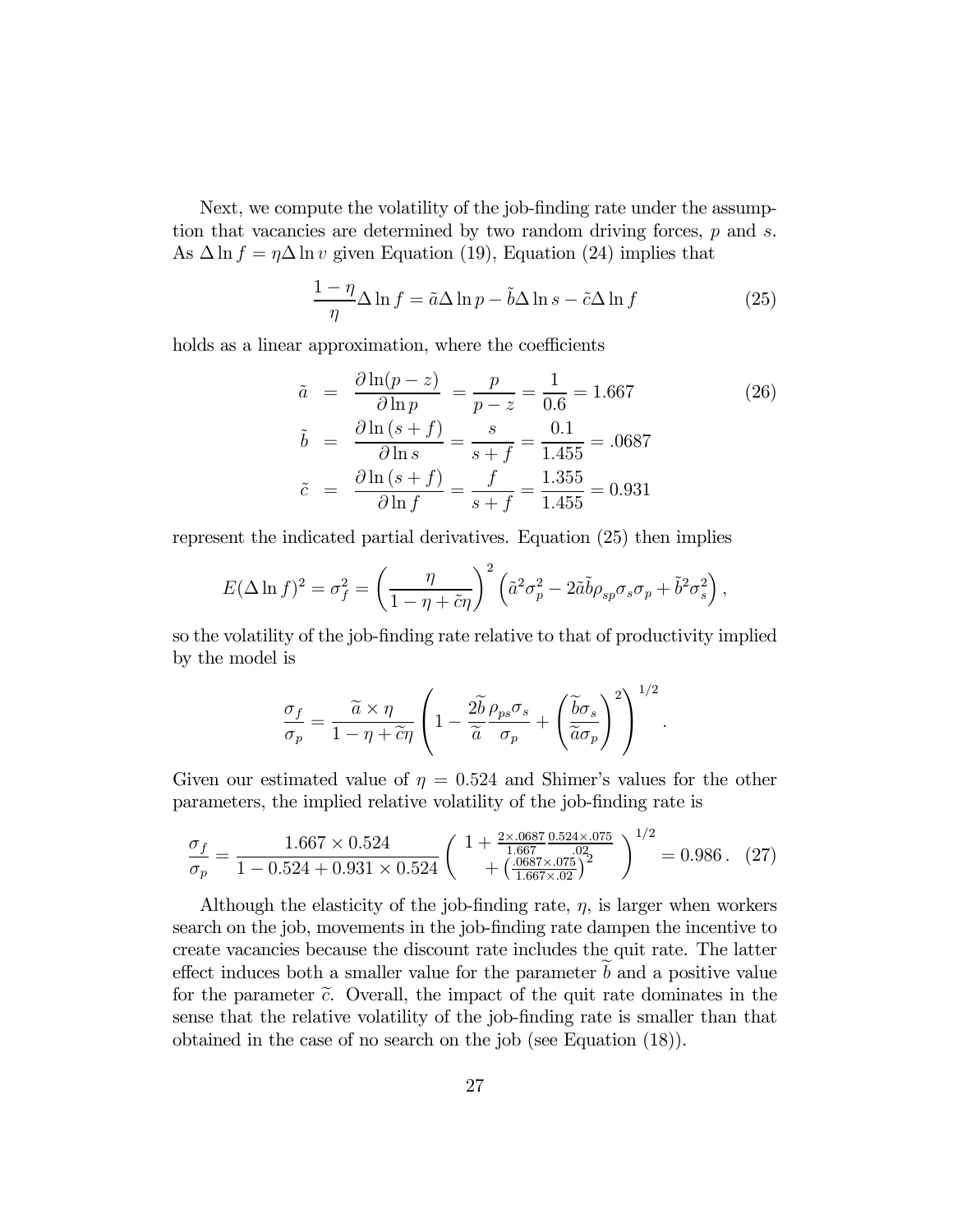Next, we compute the volatility of the job-finding rate under the assumption that vacancies are determined by two random driving forces, $p$ and $s$. As $\Delta \ln f = \eta \Delta \ln v$ given Equation (19), Equation (24) implies that

$$\frac{1-\eta}{\eta}\Delta \ln f = \tilde{a}\Delta \ln p - \tilde{b}\Delta \ln s - \tilde{c}\Delta \ln f \tag{25}$$

holds as a linear approximation, where the coefficients

$$\begin{aligned}
\tilde{a} &= \frac{\partial \ln(p-z)}{\partial \ln p} = \frac{p}{p-z} = \frac{1}{0.6} = 1.667 \\
\tilde{b} &= \frac{\partial \ln(s+f)}{\partial \ln s} = \frac{s}{s+f} = \frac{0.1}{1.455} = .0687 \\
\tilde{c} &= \frac{\partial \ln(s+f)}{\partial \ln f} = \frac{f}{s+f} = \frac{1.355}{1.455} = 0.931
\end{aligned} \tag{26}$$

represent the indicated partial derivatives. Equation (25) then implies

$$E(\Delta \ln f)^2 = \sigma_f^2 = \left(\frac{\eta}{1-\eta+\tilde{c}\eta}\right)^2 \left(\tilde{a}^2\sigma_p^2 - 2\tilde{a}\tilde{b}\rho_{sp}\sigma_s\sigma_p + \tilde{b}^2\sigma_s^2\right),$$

so the volatility of the job-finding rate relative to that of productivity implied by the model is

$$\frac{\sigma_f}{\sigma_p} = \frac{\widetilde{a}\times\eta}{1-\eta+\widetilde{c}\eta}\left(1 - \frac{2\widetilde{b}}{\widetilde{a}}\frac{\rho_{ps}\sigma_s}{\sigma_p} + \left(\frac{\widetilde{b}\sigma_s}{\widetilde{a}\sigma_p}\right)^2\right)^{1/2}.$$

Given our estimated value of $\eta = 0.524$ and Shimer's values for the other parameters, the implied relative volatility of the job-finding rate is

$$\frac{\sigma_f}{\sigma_p} = \frac{1.667\times 0.524}{1-0.524+0.931\times 0.524}\left(\begin{array}{c} 1 + \frac{2\times .0687}{1.667}\frac{0.524\times .075}{.02} \\ + \left(\frac{.0687\times .075}{1.667\times .02}\right)^2 \end{array}\right)^{1/2} = 0.986\,. \tag{27}$$

Although the elasticity of the job-finding rate, $\eta$, is larger when workers search on the job, movements in the job-finding rate dampen the incentive to create vacancies because the discount rate includes the quit rate. The latter effect induces both a smaller value for the parameter $\widetilde{b}$ and a positive value for the parameter $\widetilde{c}$. Overall, the impact of the quit rate dominates in the sense that the relative volatility of the job-finding rate is smaller than that obtained in the case of no search on the job (see Equation (18)).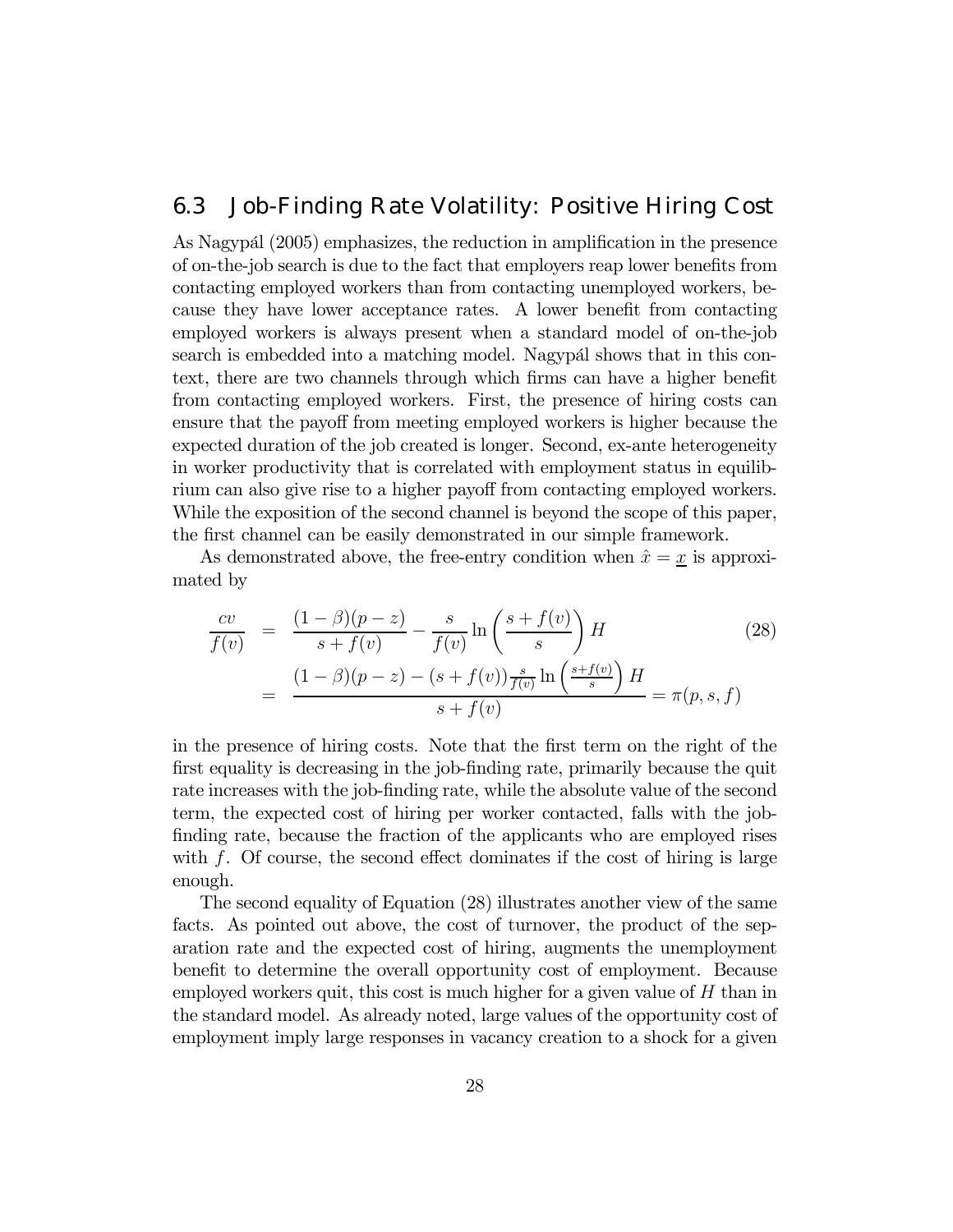## 6.3 Job-Finding Rate Volatility: Positive Hiring Cost

As Nagypál (2005) emphasizes, the reduction in amplification in the presence of on-the-job search is due to the fact that employers reap lower benefits from contacting employed workers than from contacting unemployed workers, because they have lower acceptance rates. A lower benefit from contacting employed workers is always present when a standard model of on-the-job search is embedded into a matching model. Nagypál shows that in this context, there are two channels through which firms can have a higher benefit from contacting employed workers. First, the presence of hiring costs can ensure that the payoff from meeting employed workers is higher because the expected duration of the job created is longer. Second, ex-ante heterogeneity in worker productivity that is correlated with employment status in equilibrium can also give rise to a higher payoff from contacting employed workers. While the exposition of the second channel is beyond the scope of this paper, the first channel can be easily demonstrated in our simple framework.

As demonstrated above, the free-entry condition when $\hat{x} = \underline{x}$ is approximated by

$$
\begin{aligned}
\frac{cv}{f(v)} &= \frac{(1-\beta)(p-z)}{s+f(v)} - \frac{s}{f(v)} \ln\left(\frac{s+f(v)}{s}\right) H \qquad (28) \\
&= \frac{(1-\beta)(p-z) - (s+f(v))\frac{s}{f(v)} \ln\left(\frac{s+f(v)}{s}\right) H}{s+f(v)} = \pi(p,s,f)
\end{aligned}
$$

in the presence of hiring costs. Note that the first term on the right of the first equality is decreasing in the job-finding rate, primarily because the quit rate increases with the job-finding rate, while the absolute value of the second term, the expected cost of hiring per worker contacted, falls with the job-finding rate, because the fraction of the applicants who are employed rises with $f$. Of course, the second effect dominates if the cost of hiring is large enough.

The second equality of Equation (28) illustrates another view of the same facts. As pointed out above, the cost of turnover, the product of the separation rate and the expected cost of hiring, augments the unemployment benefit to determine the overall opportunity cost of employment. Because employed workers quit, this cost is much higher for a given value of $H$ than in the standard model. As already noted, large values of the opportunity cost of employment imply large responses in vacancy creation to a shock for a given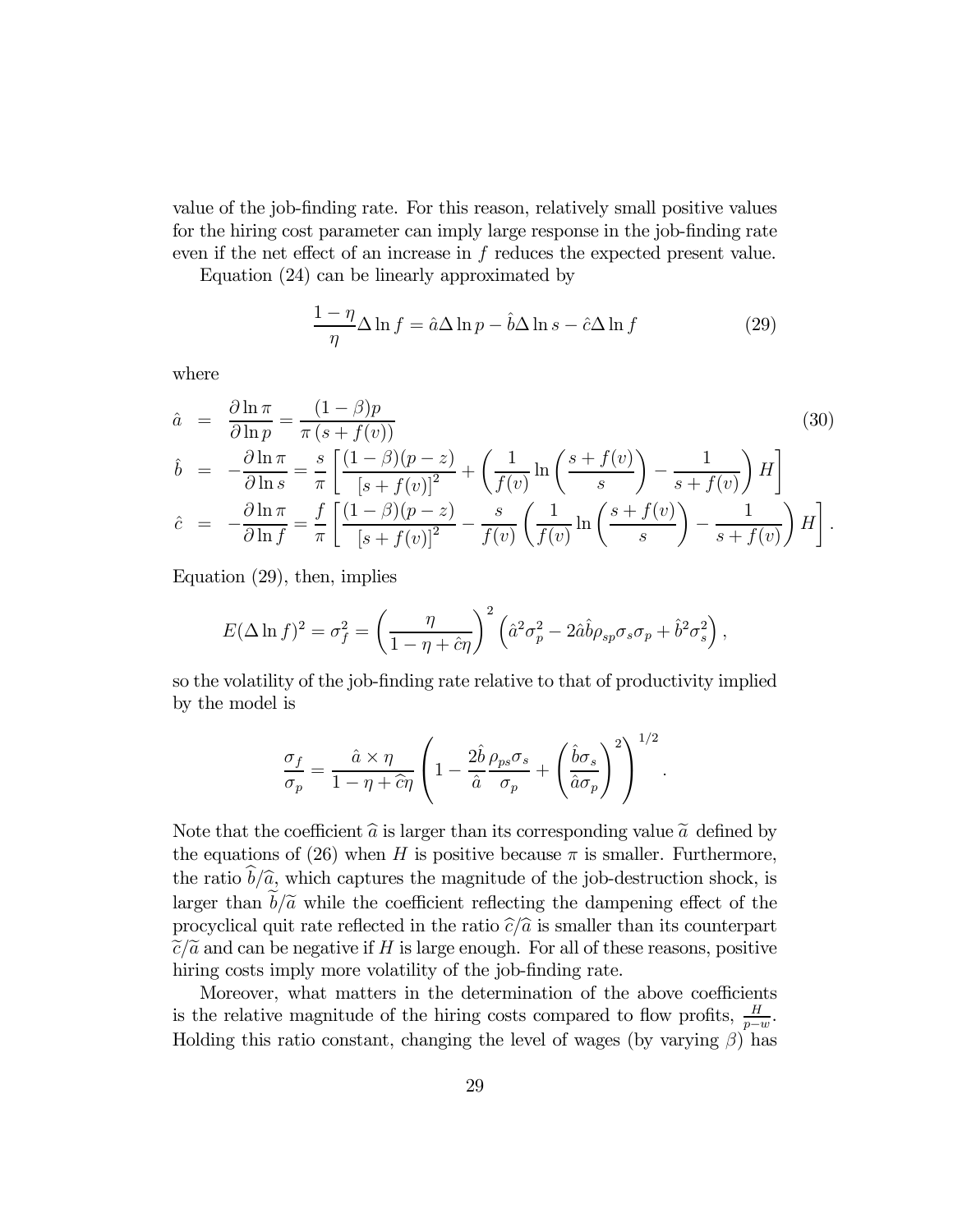value of the job-finding rate. For this reason, relatively small positive values for the hiring cost parameter can imply large response in the job-finding rate even if the net effect of an increase in $f$ reduces the expected present value.

Equation (24) can be linearly approximated by

$$\frac{1-\eta}{\eta}\Delta \ln f = \hat{a}\Delta \ln p - \hat{b}\Delta \ln s - \hat{c}\Delta \ln f \tag{29}$$

where

$$\begin{aligned}
\hat{a} &= \frac{\partial \ln \pi}{\partial \ln p} = \frac{(1-\beta)p}{\pi\left(s+f(v)\right)} \qquad (30)\\
\hat{b} &= -\frac{\partial \ln \pi}{\partial \ln s} = \frac{s}{\pi}\left[\frac{(1-\beta)(p-z)}{\left[s+f(v)\right]^2} + \left(\frac{1}{f(v)}\ln\left(\frac{s+f(v)}{s}\right) - \frac{1}{s+f(v)}\right)H\right]\\
\hat{c} &= -\frac{\partial \ln \pi}{\partial \ln f} = \frac{f}{\pi}\left[\frac{(1-\beta)(p-z)}{\left[s+f(v)\right]^2} - \frac{s}{f(v)}\left(\frac{1}{f(v)}\ln\left(\frac{s+f(v)}{s}\right) - \frac{1}{s+f(v)}\right)H\right].
\end{aligned}$$

Equation (29), then, implies

$$E(\Delta \ln f)^2 = \sigma_f^2 = \left(\frac{\eta}{1-\eta+\hat{c}\eta}\right)^2\left(\hat{a}^2\sigma_p^2 - 2\hat{a}\hat{b}\rho_{sp}\sigma_s\sigma_p + \hat{b}^2\sigma_s^2\right),$$

so the volatility of the job-finding rate relative to that of productivity implied by the model is

$$\frac{\sigma_f}{\sigma_p} = \frac{\hat{a}\times\eta}{1-\eta+\widehat{c}\eta}\left(1 - \frac{2\hat{b}}{\hat{a}}\frac{\rho_{ps}\sigma_s}{\sigma_p} + \left(\frac{\hat{b}\sigma_s}{\hat{a}\sigma_p}\right)^2\right)^{1/2}.$$

Note that the coefficient $\widehat{a}$ is larger than its corresponding value $\widetilde{a}$ defined by the equations of (26) when $H$ is positive because $\pi$ is smaller. Furthermore, the ratio $\widehat{b}/\widehat{a}$, which captures the magnitude of the job-destruction shock, is larger than $\widetilde{b}/\widetilde{a}$ while the coefficient reflecting the dampening effect of the procyclical quit rate reflected in the ratio $\widehat{c}/\widehat{a}$ is smaller than its counterpart $\widetilde{c}/\widetilde{a}$ and can be negative if $H$ is large enough. For all of these reasons, positive hiring costs imply more volatility of the job-finding rate.

Moreover, what matters in the determination of the above coefficients is the relative magnitude of the hiring costs compared to flow profits, $\frac{H}{p-w}$. Holding this ratio constant, changing the level of wages (by varying $\beta$) has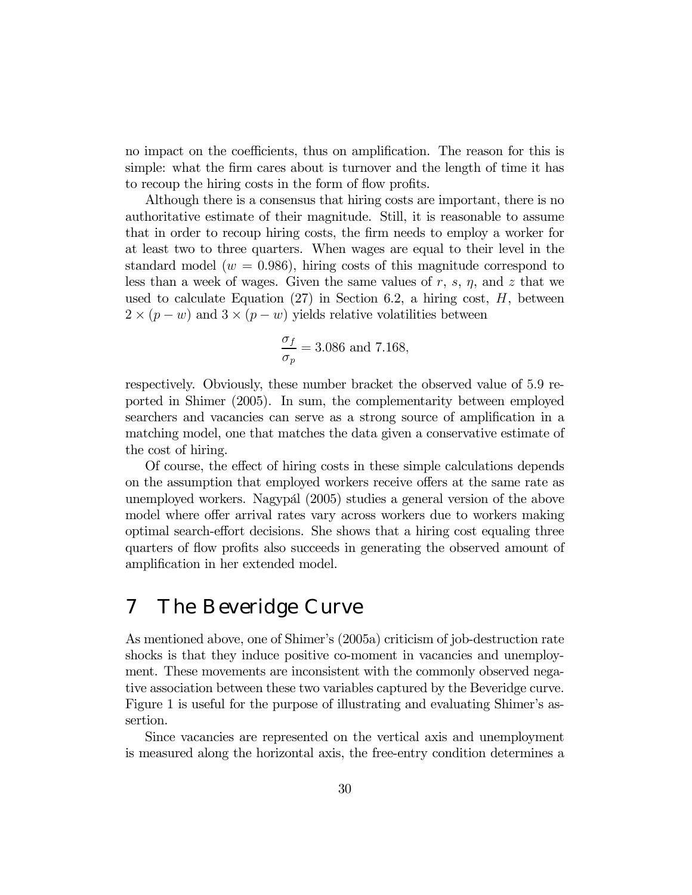no impact on the coefficients, thus on amplification. The reason for this is simple: what the firm cares about is turnover and the length of time it has to recoup the hiring costs in the form of flow profits.

Although there is a consensus that hiring costs are important, there is no authoritative estimate of their magnitude. Still, it is reasonable to assume that in order to recoup hiring costs, the firm needs to employ a worker for at least two to three quarters. When wages are equal to their level in the standard model ($w = 0.986$), hiring costs of this magnitude correspond to less than a week of wages. Given the same values of $r$, $s$, $\eta$, and $z$ that we used to calculate Equation (27) in Section 6.2, a hiring cost, $H$, between $2 \times (p - w)$ and $3 \times (p - w)$ yields relative volatilities between

$$\frac{\sigma_f}{\sigma_p} = 3.086 \text{ and } 7.168,$$

respectively. Obviously, these number bracket the observed value of 5.9 reported in Shimer (2005). In sum, the complementarity between employed searchers and vacancies can serve as a strong source of amplification in a matching model, one that matches the data given a conservative estimate of the cost of hiring.

Of course, the effect of hiring costs in these simple calculations depends on the assumption that employed workers receive offers at the same rate as unemployed workers. Nagypál (2005) studies a general version of the above model where offer arrival rates vary across workers due to workers making optimal search-effort decisions. She shows that a hiring cost equaling three quarters of flow profits also succeeds in generating the observed amount of amplification in her extended model.

# 7 The Beveridge Curve

As mentioned above, one of Shimer's (2005a) criticism of job-destruction rate shocks is that they induce positive co-moment in vacancies and unemployment. These movements are inconsistent with the commonly observed negative association between these two variables captured by the Beveridge curve. Figure 1 is useful for the purpose of illustrating and evaluating Shimer's assertion.

Since vacancies are represented on the vertical axis and unemployment is measured along the horizontal axis, the free-entry condition determines a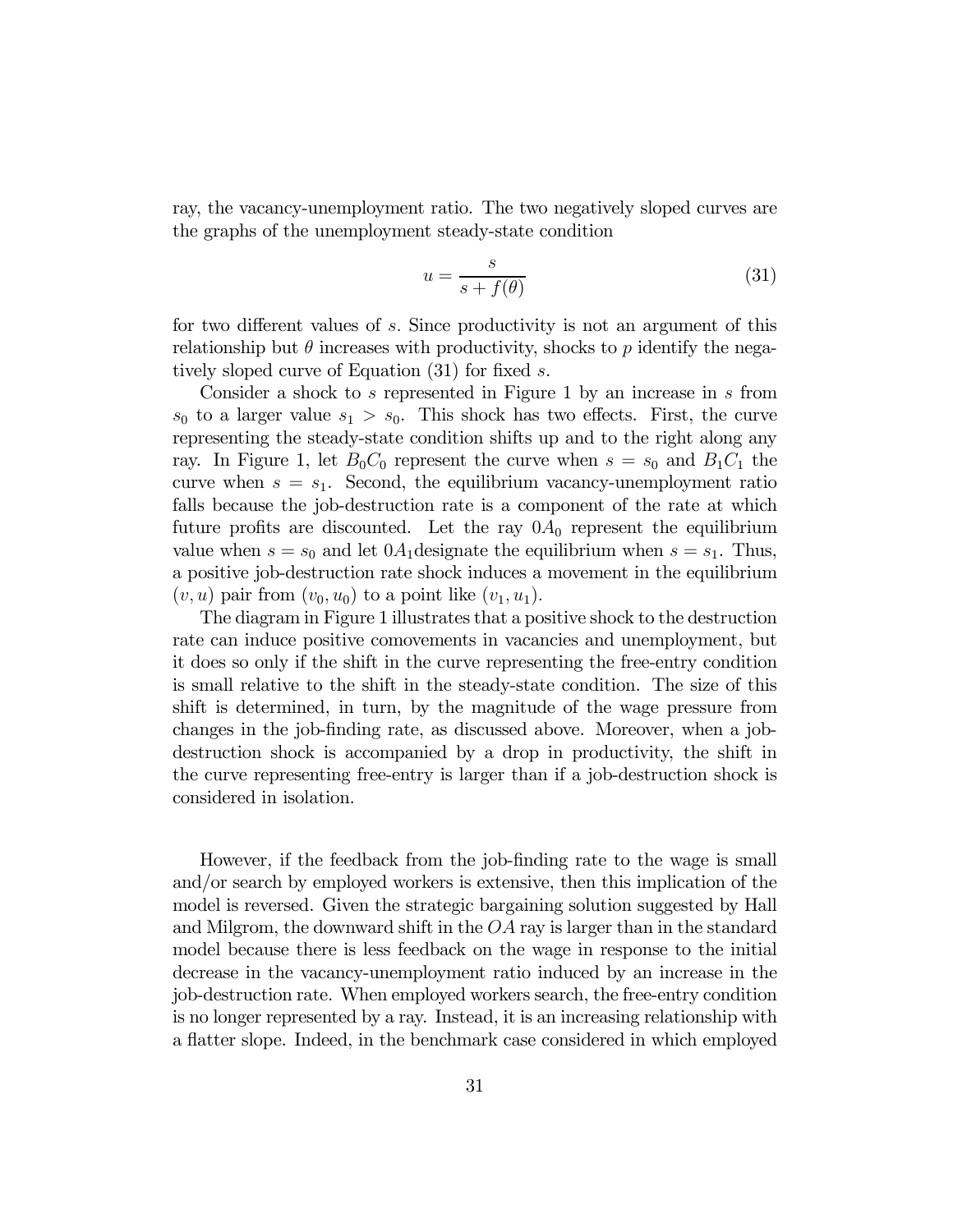ray, the vacancy-unemployment ratio. The two negatively sloped curves are the graphs of the unemployment steady-state condition

$$u = \frac{s}{s + f(\theta)} \tag{31}$$

for two different values of $s$. Since productivity is not an argument of this relationship but $\theta$ increases with productivity, shocks to $p$ identify the negatively sloped curve of Equation (31) for fixed $s$.

Consider a shock to $s$ represented in Figure 1 by an increase in $s$ from $s_0$ to a larger value $s_1 > s_0$. This shock has two effects. First, the curve representing the steady-state condition shifts up and to the right along any ray. In Figure 1, let $B_0C_0$ represent the curve when $s = s_0$ and $B_1C_1$ the curve when $s = s_1$. Second, the equilibrium vacancy-unemployment ratio falls because the job-destruction rate is a component of the rate at which future profits are discounted. Let the ray $0A_0$ represent the equilibrium value when $s = s_0$ and let $0A_1$designate the equilibrium when $s = s_1$. Thus, a positive job-destruction rate shock induces a movement in the equilibrium $(v, u)$ pair from $(v_0, u_0)$ to a point like $(v_1, u_1)$.

The diagram in Figure 1 illustrates that a positive shock to the destruction rate can induce positive comovements in vacancies and unemployment, but it does so only if the shift in the curve representing the free-entry condition is small relative to the shift in the steady-state condition. The size of this shift is determined, in turn, by the magnitude of the wage pressure from changes in the job-finding rate, as discussed above. Moreover, when a job-destruction shock is accompanied by a drop in productivity, the shift in the curve representing free-entry is larger than if a job-destruction shock is considered in isolation.

However, if the feedback from the job-finding rate to the wage is small and/or search by employed workers is extensive, then this implication of the model is reversed. Given the strategic bargaining solution suggested by Hall and Milgrom, the downward shift in the $OA$ ray is larger than in the standard model because there is less feedback on the wage in response to the initial decrease in the vacancy-unemployment ratio induced by an increase in the job-destruction rate. When employed workers search, the free-entry condition is no longer represented by a ray. Instead, it is an increasing relationship with a flatter slope. Indeed, in the benchmark case considered in which employed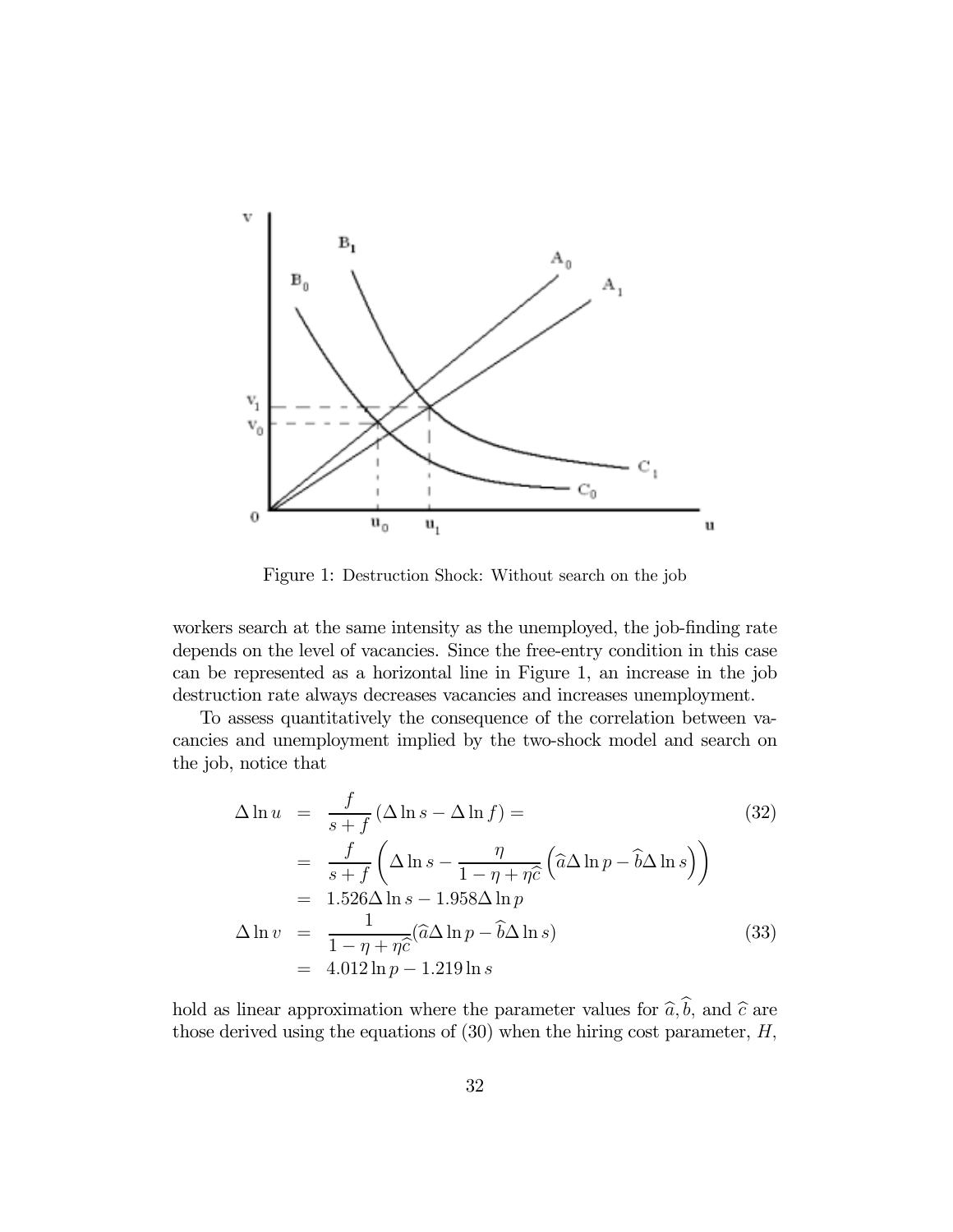Figure 1: Destruction Shock: Without search on the job

workers search at the same intensity as the unemployed, the job-finding rate depends on the level of vacancies. Since the free-entry condition in this case can be represented as a horizontal line in Figure 1, an increase in the job destruction rate always decreases vacancies and increases unemployment.

To assess quantitatively the consequence of the correlation between vacancies and unemployment implied by the two-shock model and search on the job, notice that

$$
\begin{aligned}
\Delta \ln u &= \frac{f}{s+f}\left(\Delta \ln s - \Delta \ln f\right) = \qquad (32)\\
&= \frac{f}{s+f}\left(\Delta \ln s - \frac{\eta}{1-\eta+\eta\widehat{c}}\left(\widehat{a}\Delta \ln p - \widehat{b}\Delta \ln s\right)\right)\\
&= 1.526\Delta \ln s - 1.958\Delta \ln p\\
\Delta \ln v &= \frac{1}{1-\eta+\eta\widehat{c}}(\widehat{a}\Delta \ln p - \widehat{b}\Delta \ln s) \qquad (33)\\
&= 4.012\ln p - 1.219\ln s
\end{aligned}
$$

hold as linear approximation where the parameter values for $\widehat{a}, \widehat{b}$, and $\widehat{c}$ are those derived using the equations of (30) when the hiring cost parameter, $H$,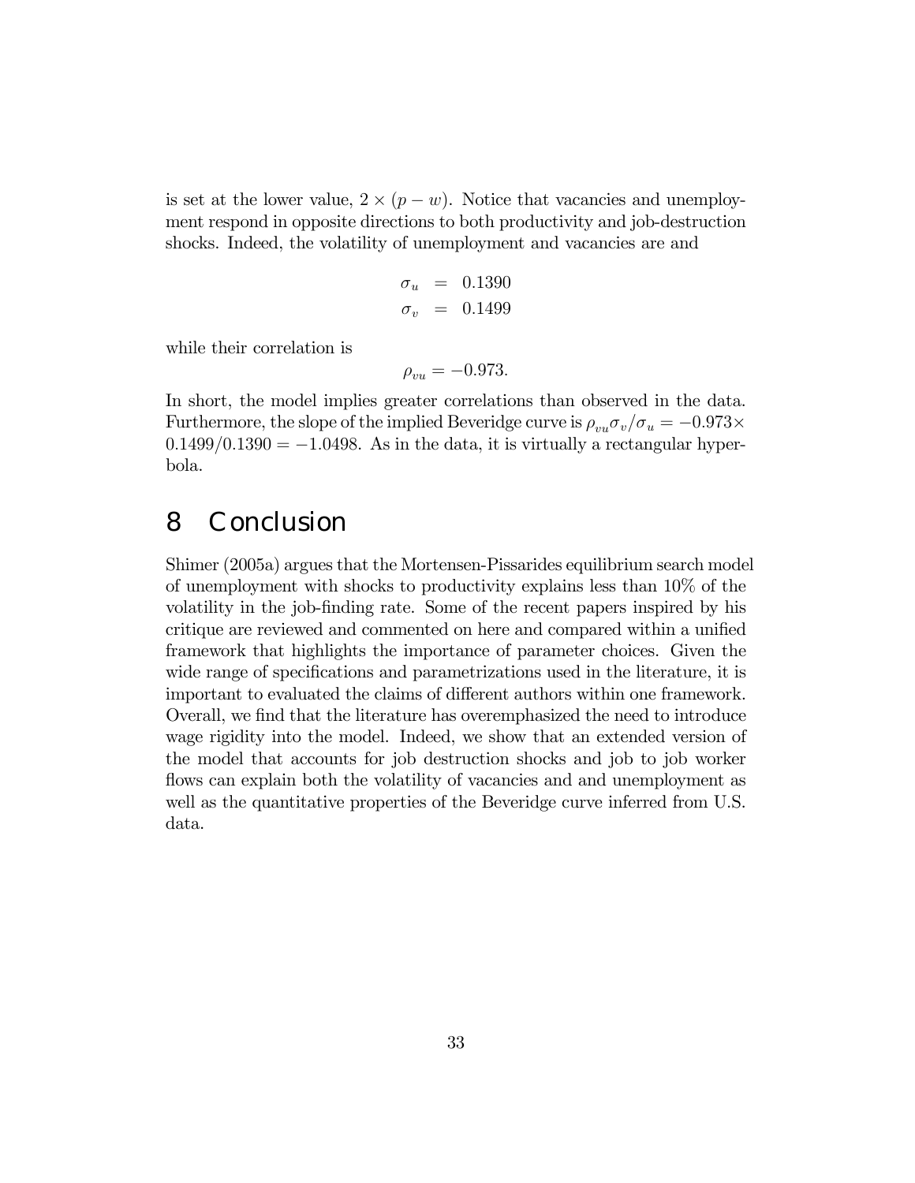is set at the lower value, $2 \times (p - w)$. Notice that vacancies and unemployment respond in opposite directions to both productivity and job-destruction shocks. Indeed, the volatility of unemployment and vacancies are and

$$
\begin{aligned}
\sigma_u &= 0.1390 \\
\sigma_v &= 0.1499
\end{aligned}
$$

while their correlation is

$$\rho_{vu} = -0.973.$$

In short, the model implies greater correlations than observed in the data. Furthermore, the slope of the implied Beveridge curve is $\rho_{vu}\sigma_v/\sigma_u = -0.973 \times 0.1499/0.1390 = -1.0498$. As in the data, it is virtually a rectangular hyperbola.

# 8 Conclusion

Shimer (2005a) argues that the Mortensen-Pissarides equilibrium search model of unemployment with shocks to productivity explains less than 10% of the volatility in the job-finding rate. Some of the recent papers inspired by his critique are reviewed and commented on here and compared within a unified framework that highlights the importance of parameter choices. Given the wide range of specifications and parametrizations used in the literature, it is important to evaluated the claims of different authors within one framework. Overall, we find that the literature has overemphasized the need to introduce wage rigidity into the model. Indeed, we show that an extended version of the model that accounts for job destruction shocks and job to job worker flows can explain both the volatility of vacancies and and unemployment as well as the quantitative properties of the Beveridge curve inferred from U.S. data.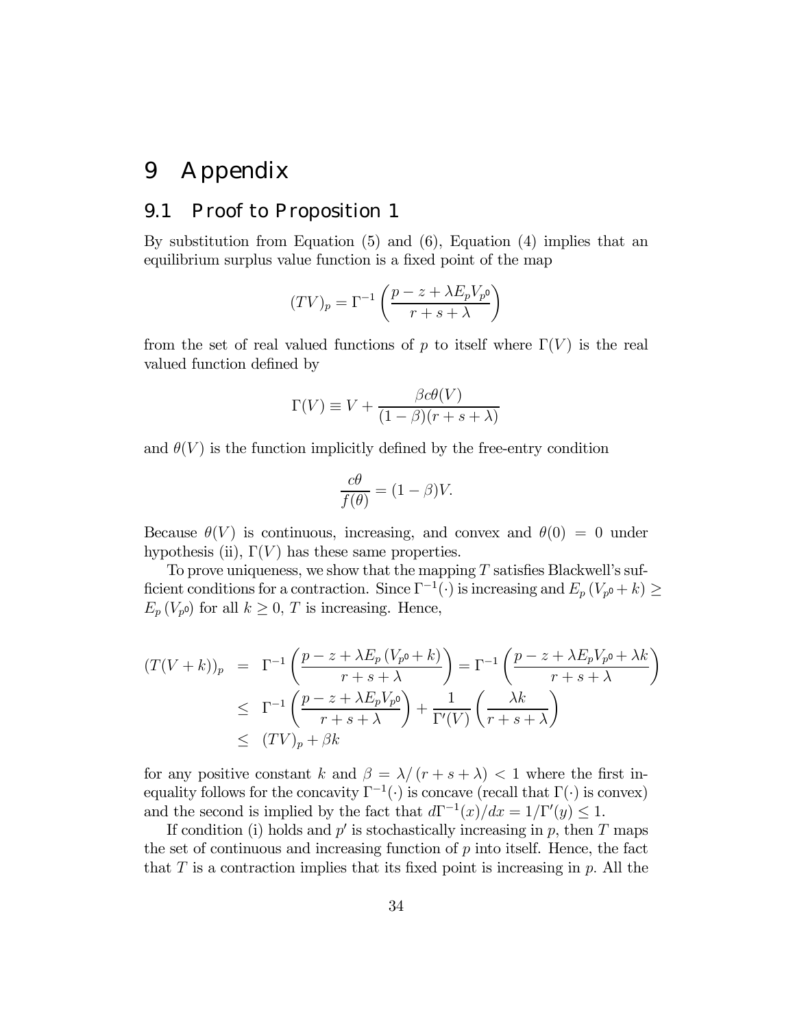# 9 Appendix

## 9.1 Proof to Proposition 1

By substitution from Equation (5) and (6), Equation (4) implies that an equilibrium surplus value function is a fixed point of the map

$$(TV)_p = \Gamma^{-1}\left(\frac{p - z + \lambda E_p V_{p^0}}{r + s + \lambda}\right)$$

from the set of real valued functions of $p$ to itself where $\Gamma(V)$ is the real valued function defined by

$$\Gamma(V) \equiv V + \frac{\beta c \theta(V)}{(1-\beta)(r+s+\lambda)}$$

and $\theta(V)$ is the function implicitly defined by the free-entry condition

$$\frac{c\theta}{f(\theta)} = (1-\beta)V.$$

Because $\theta(V)$ is continuous, increasing, and convex and $\theta(0) = 0$ under hypothesis (ii), $\Gamma(V)$ has these same properties.

To prove uniqueness, we show that the mapping $T$ satisfies Blackwell's sufficient conditions for a contraction. Since $\Gamma^{-1}(\cdot)$ is increasing and $E_p\left(V_{p^0} + k\right) \geq E_p\left(V_{p^0}\right)$ for all $k \geq 0$, $T$ is increasing. Hence,

$$\begin{aligned}
(T(V+k))_p &= \Gamma^{-1}\left(\frac{p - z + \lambda E_p\left(V_{p^0} + k\right)}{r+s+\lambda}\right) = \Gamma^{-1}\left(\frac{p - z + \lambda E_p V_{p^0} + \lambda k}{r+s+\lambda}\right) \\
&\leq \Gamma^{-1}\left(\frac{p - z + \lambda E_p V_{p^0}}{r+s+\lambda}\right) + \frac{1}{\Gamma'(V)}\left(\frac{\lambda k}{r+s+\lambda}\right) \\
&\leq (TV)_p + \beta k
\end{aligned}$$

for any positive constant $k$ and $\beta = \lambda/\left(r+s+\lambda\right) < 1$ where the first inequality follows for the concavity $\Gamma^{-1}(\cdot)$ is concave (recall that $\Gamma(\cdot)$ is convex) and the second is implied by the fact that $d\Gamma^{-1}(x)/dx = 1/\Gamma'(y) \leq 1$.

If condition (i) holds and $p'$ is stochastically increasing in $p$, then $T$ maps the set of continuous and increasing function of $p$ into itself. Hence, the fact that $T$ is a contraction implies that its fixed point is increasing in $p$. All the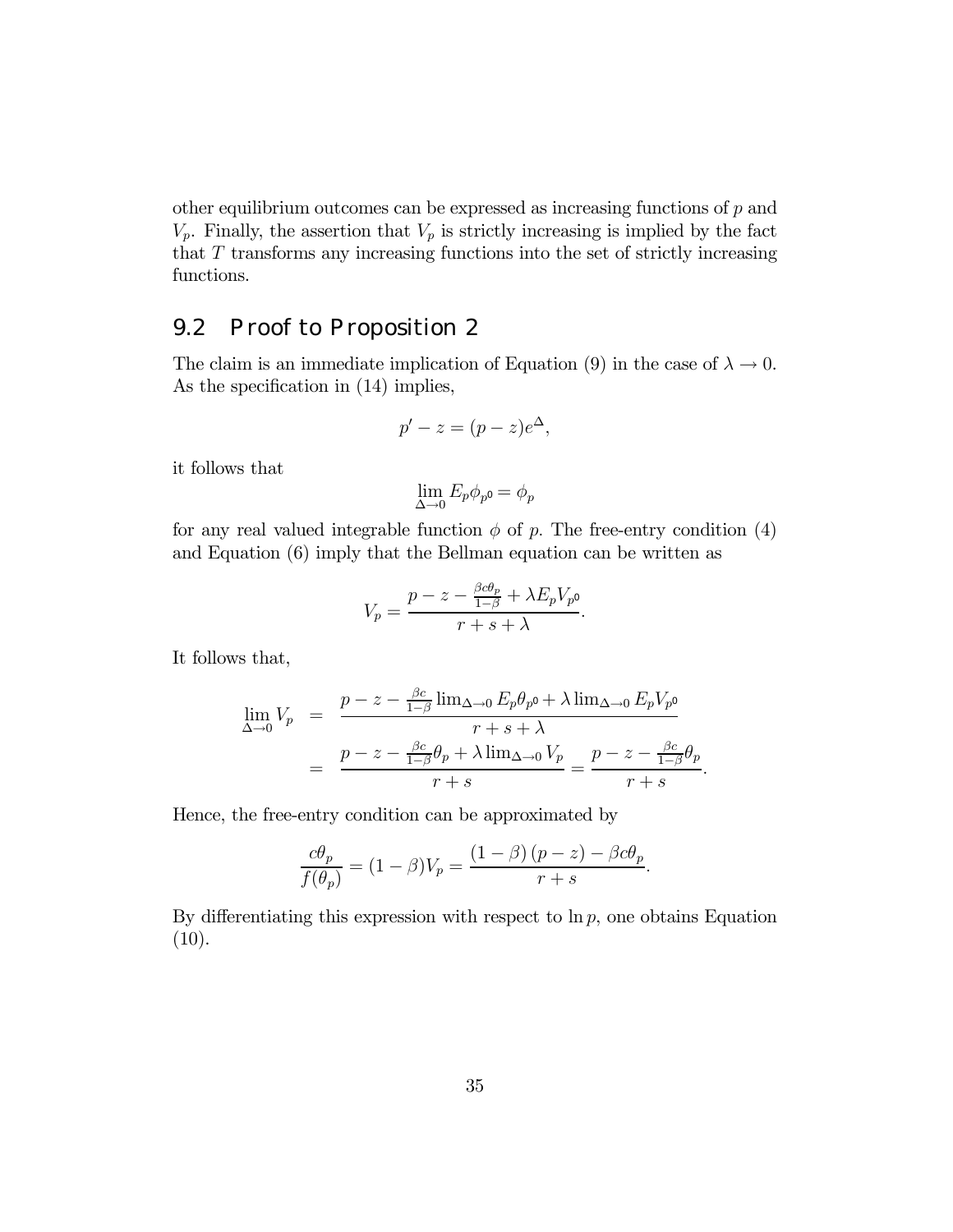other equilibrium outcomes can be expressed as increasing functions of $p$ and $V_p$. Finally, the assertion that $V_p$ is strictly increasing is implied by the fact that $T$ transforms any increasing functions into the set of strictly increasing functions.

## 9.2 Proof to Proposition 2

The claim is an immediate implication of Equation (9) in the case of $\lambda \to 0$. As the specification in (14) implies,

$$p' - z = (p - z)e^{\Delta},$$

it follows that

$$\lim_{\Delta \to 0} E_p \phi_{p'} = \phi_p$$

for any real valued integrable function $\phi$ of $p$. The free-entry condition (4) and Equation (6) imply that the Bellman equation can be written as

$$V_p = \frac{p - z - \frac{\beta c \theta_p}{1-\beta} + \lambda E_p V_{p'}}{r + s + \lambda}.$$

It follows that,

$$\begin{aligned}
\lim_{\Delta \to 0} V_p &= \frac{p - z - \frac{\beta c}{1-\beta} \lim_{\Delta \to 0} E_p \theta_{p'} + \lambda \lim_{\Delta \to 0} E_p V_{p'}}{r + s + \lambda} \\
&= \frac{p - z - \frac{\beta c}{1-\beta} \theta_p + \lambda \lim_{\Delta \to 0} V_p}{r + s} = \frac{p - z - \frac{\beta c}{1-\beta} \theta_p}{r + s}.
\end{aligned}$$

Hence, the free-entry condition can be approximated by

$$\frac{c\theta_p}{f(\theta_p)} = (1-\beta) V_p = \frac{(1-\beta)(p - z) - \beta c \theta_p}{r + s}.$$

By differentiating this expression with respect to $\ln p$, one obtains Equation (10).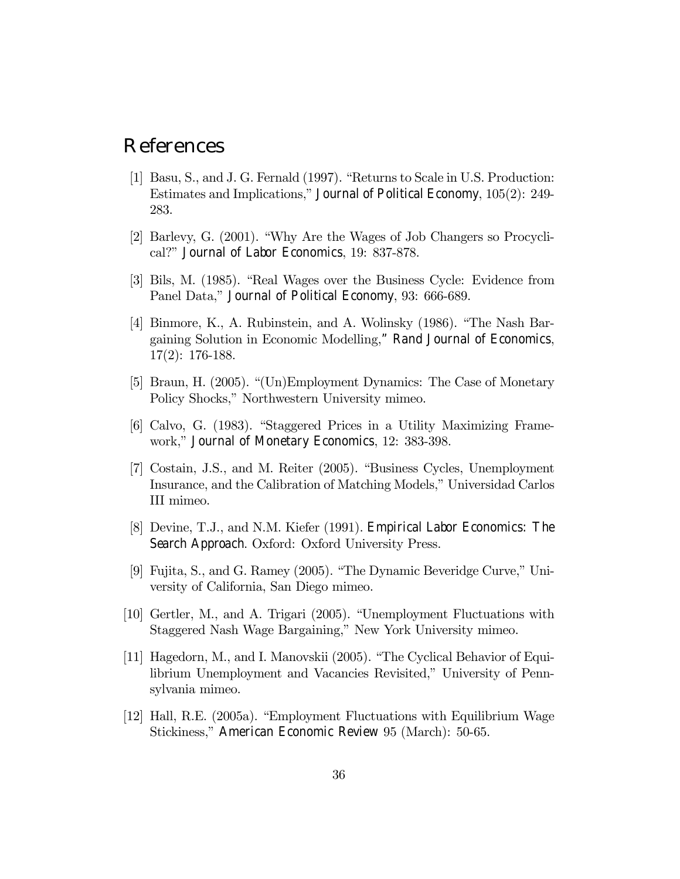# References

[1] Basu, S., and J. G. Fernald (1997). "Returns to Scale in U.S. Production: Estimates and Implications," *Journal of Political Economy*, 105(2): 249-283.

[2] Barlevy, G. (2001). "Why Are the Wages of Job Changers so Procyclical?" *Journal of Labor Economics*, 19: 837-878.

[3] Bils, M. (1985). "Real Wages over the Business Cycle: Evidence from Panel Data," *Journal of Political Economy*, 93: 666-689.

[4] Binmore, K., A. Rubinstein, and A. Wolinsky (1986). "The Nash Bargaining Solution in Economic Modelling," *Rand Journal of Economics*, 17(2): 176-188.

[5] Braun, H. (2005). "(Un)Employment Dynamics: The Case of Monetary Policy Shocks," Northwestern University mimeo.

[6] Calvo, G. (1983). "Staggered Prices in a Utility Maximizing Framework," *Journal of Monetary Economics*, 12: 383-398.

[7] Costain, J.S., and M. Reiter (2005). "Business Cycles, Unemployment Insurance, and the Calibration of Matching Models," Universidad Carlos III mimeo.

[8] Devine, T.J., and N.M. Kiefer (1991). *Empirical Labor Economics: The Search Approach*. Oxford: Oxford University Press.

[9] Fujita, S., and G. Ramey (2005). "The Dynamic Beveridge Curve," University of California, San Diego mimeo.

[10] Gertler, M., and A. Trigari (2005). "Unemployment Fluctuations with Staggered Nash Wage Bargaining," New York University mimeo.

[11] Hagedorn, M., and I. Manovskii (2005). "The Cyclical Behavior of Equilibrium Unemployment and Vacancies Revisited," University of Pennsylvania mimeo.

[12] Hall, R.E. (2005a). "Employment Fluctuations with Equilibrium Wage Stickiness," *American Economic Review* 95 (March): 50-65.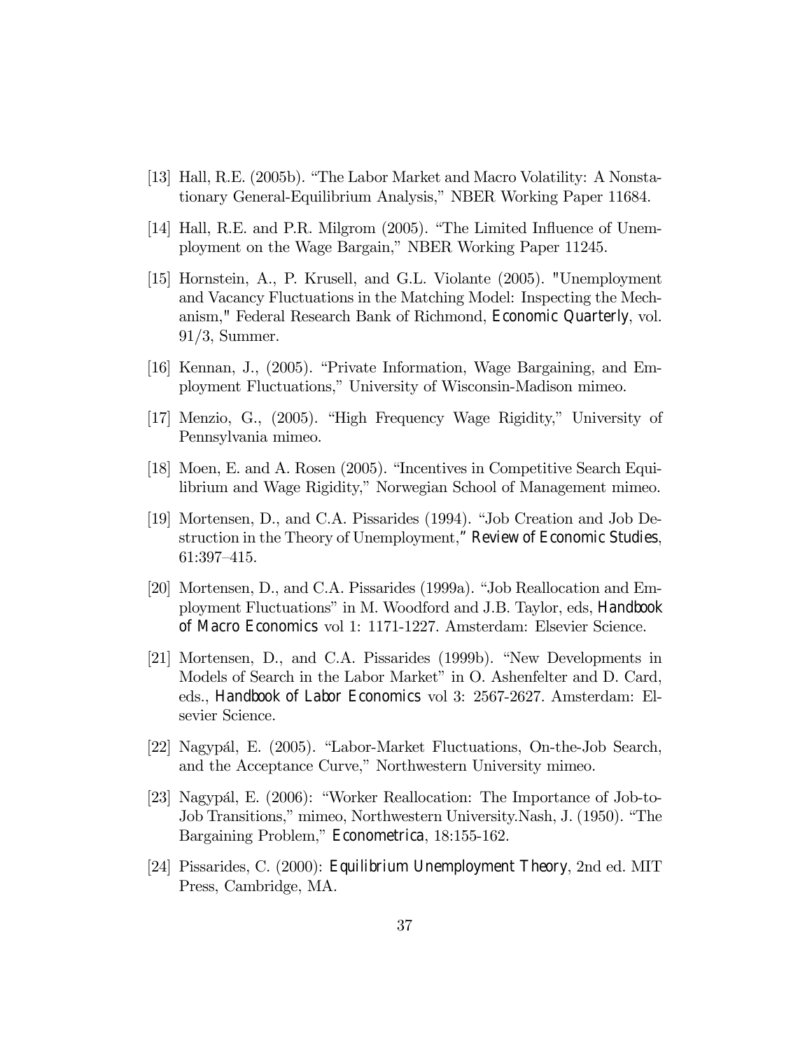[13] Hall, R.E. (2005b). "The Labor Market and Macro Volatility: A Nonstationary General-Equilibrium Analysis," NBER Working Paper 11684.

[14] Hall, R.E. and P.R. Milgrom (2005). "The Limited Influence of Unemployment on the Wage Bargain," NBER Working Paper 11245.

[15] Hornstein, A., P. Krusell, and G.L. Violante (2005). "Unemployment and Vacancy Fluctuations in the Matching Model: Inspecting the Mechanism," Federal Research Bank of Richmond, *Economic Quarterly*, vol. 91/3, Summer.

[16] Kennan, J., (2005). "Private Information, Wage Bargaining, and Employment Fluctuations," University of Wisconsin-Madison mimeo.

[17] Menzio, G., (2005). "High Frequency Wage Rigidity," University of Pennsylvania mimeo.

[18] Moen, E. and A. Rosen (2005). "Incentives in Competitive Search Equilibrium and Wage Rigidity," Norwegian School of Management mimeo.

[19] Mortensen, D., and C.A. Pissarides (1994). "Job Creation and Job Destruction in the Theory of Unemployment," *Review of Economic Studies*, 61:397–415.

[20] Mortensen, D., and C.A. Pissarides (1999a). "Job Reallocation and Employment Fluctuations" in M. Woodford and J.B. Taylor, eds, *Handbook of Macro Economics* vol 1: 1171-1227. Amsterdam: Elsevier Science.

[21] Mortensen, D., and C.A. Pissarides (1999b). "New Developments in Models of Search in the Labor Market" in O. Ashenfelter and D. Card, eds., *Handbook of Labor Economics* vol 3: 2567-2627. Amsterdam: Elsevier Science.

[22] Nagypál, E. (2005). "Labor-Market Fluctuations, On-the-Job Search, and the Acceptance Curve," Northwestern University mimeo.

[23] Nagypál, E. (2006): "Worker Reallocation: The Importance of Job-to-Job Transitions," mimeo, Northwestern University.Nash, J. (1950). "The Bargaining Problem," *Econometrica*, 18:155-162.

[24] Pissarides, C. (2000): *Equilibrium Unemployment Theory*, 2nd ed. MIT Press, Cambridge, MA.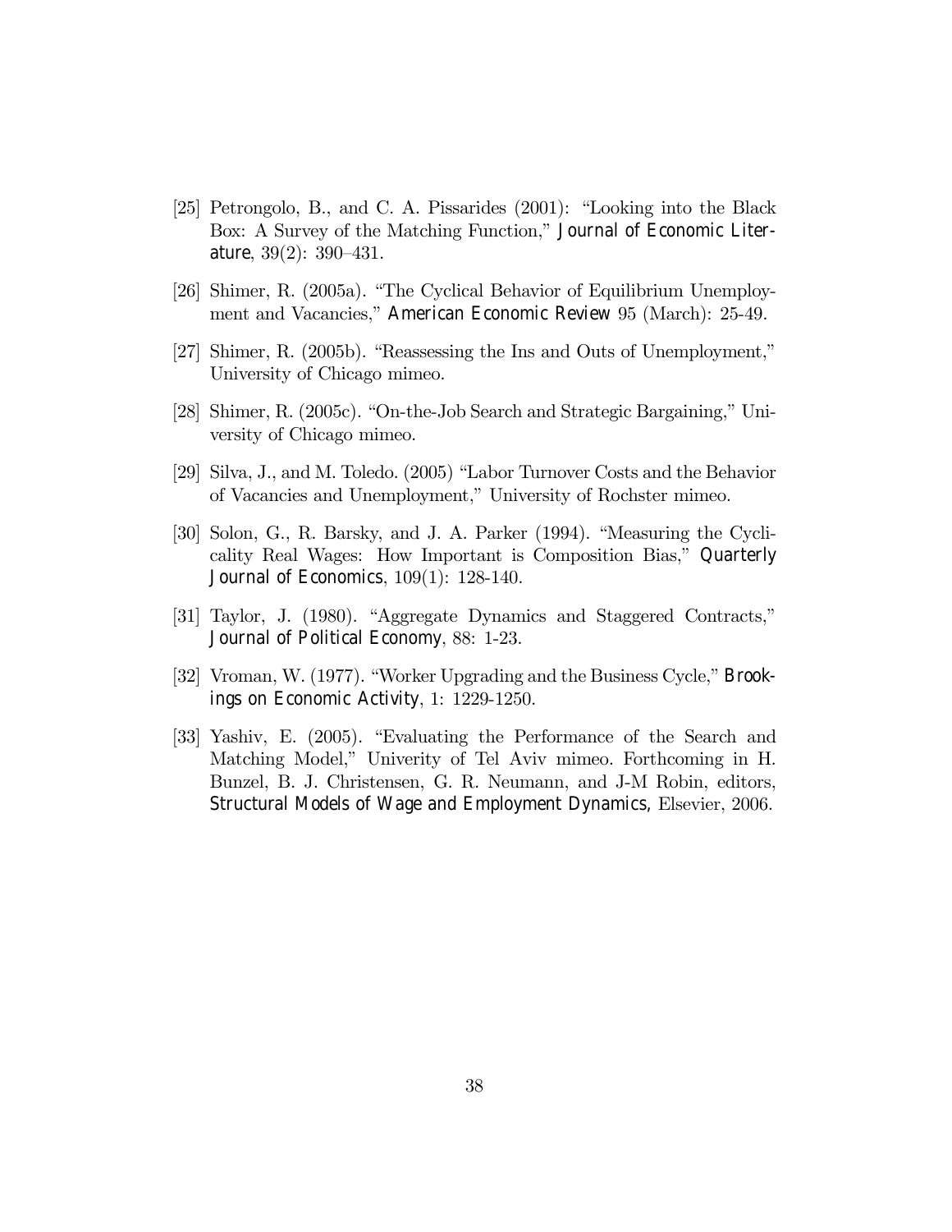[25] Petrongolo, B., and C. A. Pissarides (2001): "Looking into the Black Box: A Survey of the Matching Function," *Journal of Economic Literature*, 39(2): 390–431.

[26] Shimer, R. (2005a). "The Cyclical Behavior of Equilibrium Unemployment and Vacancies," *American Economic Review* 95 (March): 25-49.

[27] Shimer, R. (2005b). "Reassessing the Ins and Outs of Unemployment," University of Chicago mimeo.

[28] Shimer, R. (2005c). "On-the-Job Search and Strategic Bargaining," University of Chicago mimeo.

[29] Silva, J., and M. Toledo. (2005) "Labor Turnover Costs and the Behavior of Vacancies and Unemployment," University of Rochster mimeo.

[30] Solon, G., R. Barsky, and J. A. Parker (1994). "Measuring the Cyclicality Real Wages: How Important is Composition Bias," *Quarterly Journal of Economics*, 109(1): 128-140.

[31] Taylor, J. (1980). "Aggregate Dynamics and Staggered Contracts," *Journal of Political Economy*, 88: 1-23.

[32] Vroman, W. (1977). "Worker Upgrading and the Business Cycle," *Brookings on Economic Activity*, 1: 1229-1250.

[33] Yashiv, E. (2005). "Evaluating the Performance of the Search and Matching Model," Univerity of Tel Aviv mimeo. Forthcoming in H. Bunzel, B. J. Christensen, G. R. Neumann, and J-M Robin, editors, *Structural Models of Wage and Employment Dynamics,* Elsevier, 2006.